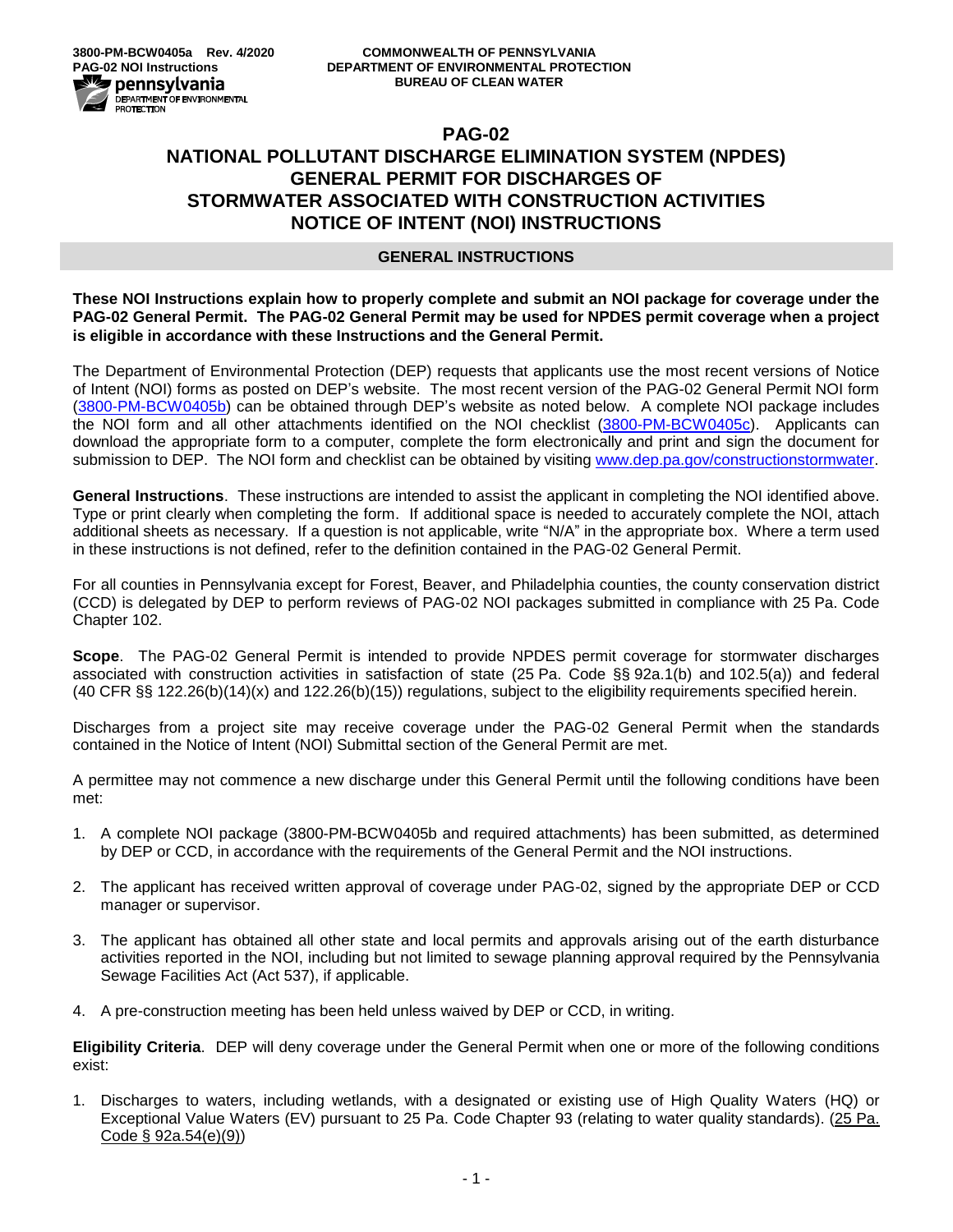3800-PM-BCW0405a Rev. 4/2020
PAG-02 NOI Instructions

COMMONWEALTH OF PENNSYLVANIA
DEPARTMENT OF ENVIRONMENTAL PROTECTION
BUREAU OF CLEAN WATER

# PAG-02
# NATIONAL POLLUTANT DISCHARGE ELIMINATION SYSTEM (NPDES) GENERAL PERMIT FOR DISCHARGES OF STORMWATER ASSOCIATED WITH CONSTRUCTION ACTIVITIES NOTICE OF INTENT (NOI) INSTRUCTIONS

## GENERAL INSTRUCTIONS

**These NOI Instructions explain how to properly complete and submit an NOI package for coverage under the PAG-02 General Permit. The PAG-02 General Permit may be used for NPDES permit coverage when a project is eligible in accordance with these Instructions and the General Permit.**

The Department of Environmental Protection (DEP) requests that applicants use the most recent versions of Notice of Intent (NOI) forms as posted on DEP's website. The most recent version of the PAG-02 General Permit NOI form (3800-PM-BCW0405b) can be obtained through DEP's website as noted below. A complete NOI package includes the NOI form and all other attachments identified on the NOI checklist (3800-PM-BCW0405c). Applicants can download the appropriate form to a computer, complete the form electronically and print and sign the document for submission to DEP. The NOI form and checklist can be obtained by visiting www.dep.pa.gov/constructionstormwater.

**General Instructions**. These instructions are intended to assist the applicant in completing the NOI identified above. Type or print clearly when completing the form. If additional space is needed to accurately complete the NOI, attach additional sheets as necessary. If a question is not applicable, write "N/A" in the appropriate box. Where a term used in these instructions is not defined, refer to the definition contained in the PAG-02 General Permit.

For all counties in Pennsylvania except for Forest, Beaver, and Philadelphia counties, the county conservation district (CCD) is delegated by DEP to perform reviews of PAG-02 NOI packages submitted in compliance with 25 Pa. Code Chapter 102.

**Scope**. The PAG-02 General Permit is intended to provide NPDES permit coverage for stormwater discharges associated with construction activities in satisfaction of state (25 Pa. Code §§ 92a.1(b) and 102.5(a)) and federal (40 CFR §§ 122.26(b)(14)(x) and 122.26(b)(15)) regulations, subject to the eligibility requirements specified herein.

Discharges from a project site may receive coverage under the PAG-02 General Permit when the standards contained in the Notice of Intent (NOI) Submittal section of the General Permit are met.

A permittee may not commence a new discharge under this General Permit until the following conditions have been met:

1. A complete NOI package (3800-PM-BCW0405b and required attachments) has been submitted, as determined by DEP or CCD, in accordance with the requirements of the General Permit and the NOI instructions.
2. The applicant has received written approval of coverage under PAG-02, signed by the appropriate DEP or CCD manager or supervisor.
3. The applicant has obtained all other state and local permits and approvals arising out of the earth disturbance activities reported in the NOI, including but not limited to sewage planning approval required by the Pennsylvania Sewage Facilities Act (Act 537), if applicable.
4. A pre-construction meeting has been held unless waived by DEP or CCD, in writing.

**Eligibility Criteria**. DEP will deny coverage under the General Permit when one or more of the following conditions exist:

1. Discharges to waters, including wetlands, with a designated or existing use of High Quality Waters (HQ) or Exceptional Value Waters (EV) pursuant to 25 Pa. Code Chapter 93 (relating to water quality standards). (25 Pa. Code § 92a.54(e)(9))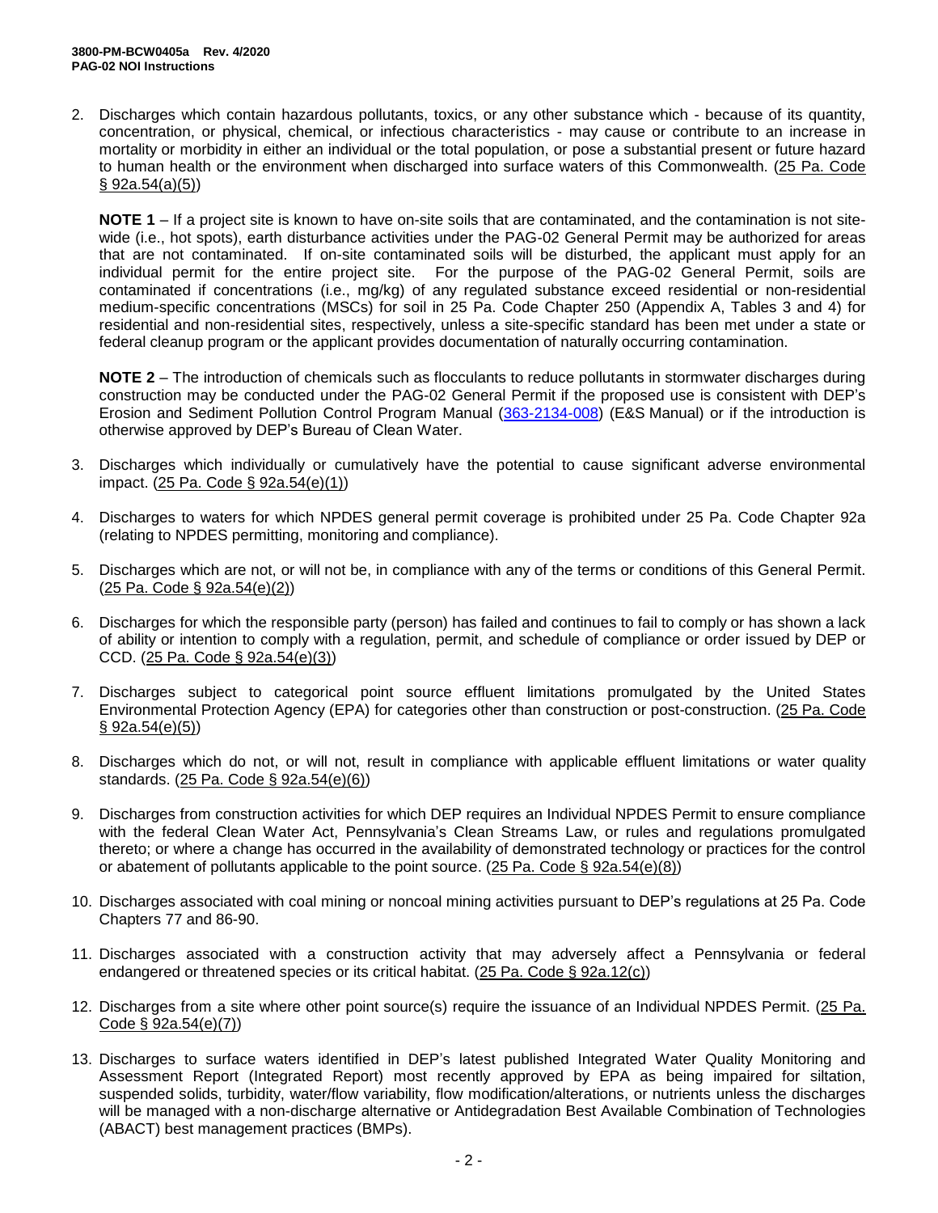2. Discharges which contain hazardous pollutants, toxics, or any other substance which - because of its quantity, concentration, or physical, chemical, or infectious characteristics - may cause or contribute to an increase in mortality or morbidity in either an individual or the total population, or pose a substantial present or future hazard to human health or the environment when discharged into surface waters of this Commonwealth. (25 Pa. Code § 92a.54(a)(5))

   **NOTE 1** – If a project site is known to have on-site soils that are contaminated, and the contamination is not site-wide (i.e., hot spots), earth disturbance activities under the PAG-02 General Permit may be authorized for areas that are not contaminated. If on-site contaminated soils will be disturbed, the applicant must apply for an individual permit for the entire project site. For the purpose of the PAG-02 General Permit, soils are contaminated if concentrations (i.e., mg/kg) of any regulated substance exceed residential or non-residential medium-specific concentrations (MSCs) for soil in 25 Pa. Code Chapter 250 (Appendix A, Tables 3 and 4) for residential and non-residential sites, respectively, unless a site-specific standard has been met under a state or federal cleanup program or the applicant provides documentation of naturally occurring contamination.

   **NOTE 2** – The introduction of chemicals such as flocculants to reduce pollutants in stormwater discharges during construction may be conducted under the PAG-02 General Permit if the proposed use is consistent with DEP's Erosion and Sediment Pollution Control Program Manual (363-2134-008) (E&S Manual) or if the introduction is otherwise approved by DEP's Bureau of Clean Water.

3. Discharges which individually or cumulatively have the potential to cause significant adverse environmental impact. (25 Pa. Code § 92a.54(e)(1))

4. Discharges to waters for which NPDES general permit coverage is prohibited under 25 Pa. Code Chapter 92a (relating to NPDES permitting, monitoring and compliance).

5. Discharges which are not, or will not be, in compliance with any of the terms or conditions of this General Permit. (25 Pa. Code § 92a.54(e)(2))

6. Discharges for which the responsible party (person) has failed and continues to fail to comply or has shown a lack of ability or intention to comply with a regulation, permit, and schedule of compliance or order issued by DEP or CCD. (25 Pa. Code § 92a.54(e)(3))

7. Discharges subject to categorical point source effluent limitations promulgated by the United States Environmental Protection Agency (EPA) for categories other than construction or post-construction. (25 Pa. Code § 92a.54(e)(5))

8. Discharges which do not, or will not, result in compliance with applicable effluent limitations or water quality standards. (25 Pa. Code § 92a.54(e)(6))

9. Discharges from construction activities for which DEP requires an Individual NPDES Permit to ensure compliance with the federal Clean Water Act, Pennsylvania's Clean Streams Law, or rules and regulations promulgated thereto; or where a change has occurred in the availability of demonstrated technology or practices for the control or abatement of pollutants applicable to the point source. (25 Pa. Code § 92a.54(e)(8))

10. Discharges associated with coal mining or noncoal mining activities pursuant to DEP's regulations at 25 Pa. Code Chapters 77 and 86-90.

11. Discharges associated with a construction activity that may adversely affect a Pennsylvania or federal endangered or threatened species or its critical habitat. (25 Pa. Code § 92a.12(c))

12. Discharges from a site where other point source(s) require the issuance of an Individual NPDES Permit. (25 Pa. Code § 92a.54(e)(7))

13. Discharges to surface waters identified in DEP's latest published Integrated Water Quality Monitoring and Assessment Report (Integrated Report) most recently approved by EPA as being impaired for siltation, suspended solids, turbidity, water/flow variability, flow modification/alterations, or nutrients unless the discharges will be managed with a non-discharge alternative or Antidegradation Best Available Combination of Technologies (ABACT) best management practices (BMPs).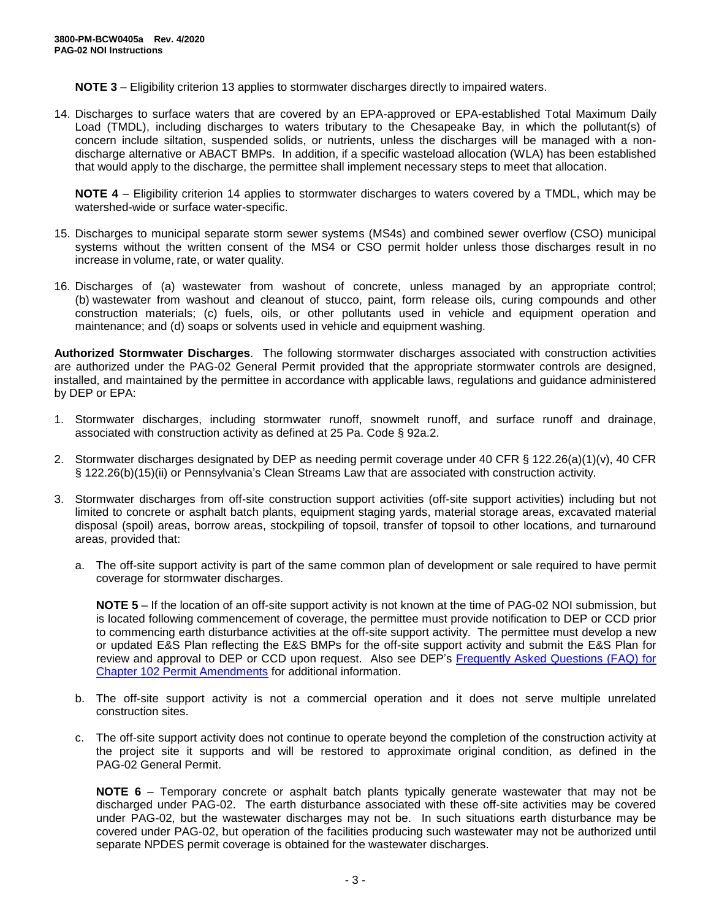**NOTE 3** – Eligibility criterion 13 applies to stormwater discharges directly to impaired waters.

14. Discharges to surface waters that are covered by an EPA-approved or EPA-established Total Maximum Daily Load (TMDL), including discharges to waters tributary to the Chesapeake Bay, in which the pollutant(s) of concern include siltation, suspended solids, or nutrients, unless the discharges will be managed with a non-discharge alternative or ABACT BMPs. In addition, if a specific wasteload allocation (WLA) has been established that would apply to the discharge, the permittee shall implement necessary steps to meet that allocation.

    **NOTE 4** – Eligibility criterion 14 applies to stormwater discharges to waters covered by a TMDL, which may be watershed-wide or surface water-specific.

15. Discharges to municipal separate storm sewer systems (MS4s) and combined sewer overflow (CSO) municipal systems without the written consent of the MS4 or CSO permit holder unless those discharges result in no increase in volume, rate, or water quality.

16. Discharges of (a) wastewater from washout of concrete, unless managed by an appropriate control; (b) wastewater from washout and cleanout of stucco, paint, form release oils, curing compounds and other construction materials; (c) fuels, oils, or other pollutants used in vehicle and equipment operation and maintenance; and (d) soaps or solvents used in vehicle and equipment washing.

**Authorized Stormwater Discharges**. The following stormwater discharges associated with construction activities are authorized under the PAG-02 General Permit provided that the appropriate stormwater controls are designed, installed, and maintained by the permittee in accordance with applicable laws, regulations and guidance administered by DEP or EPA:

1. Stormwater discharges, including stormwater runoff, snowmelt runoff, and surface runoff and drainage, associated with construction activity as defined at 25 Pa. Code § 92a.2.

2. Stormwater discharges designated by DEP as needing permit coverage under 40 CFR § 122.26(a)(1)(v), 40 CFR § 122.26(b)(15)(ii) or Pennsylvania's Clean Streams Law that are associated with construction activity.

3. Stormwater discharges from off-site construction support activities (off-site support activities) including but not limited to concrete or asphalt batch plants, equipment staging yards, material storage areas, excavated material disposal (spoil) areas, borrow areas, stockpiling of topsoil, transfer of topsoil to other locations, and turnaround areas, provided that:

    a. The off-site support activity is part of the same common plan of development or sale required to have permit coverage for stormwater discharges.

       **NOTE 5** – If the location of an off-site support activity is not known at the time of PAG-02 NOI submission, but is located following commencement of coverage, the permittee must provide notification to DEP or CCD prior to commencing earth disturbance activities at the off-site support activity. The permittee must develop a new or updated E&S Plan reflecting the E&S BMPs for the off-site support activity and submit the E&S Plan for review and approval to DEP or CCD upon request. Also see DEP's Frequently Asked Questions (FAQ) for Chapter 102 Permit Amendments for additional information.

    b. The off-site support activity is not a commercial operation and it does not serve multiple unrelated construction sites.

    c. The off-site support activity does not continue to operate beyond the completion of the construction activity at the project site it supports and will be restored to approximate original condition, as defined in the PAG-02 General Permit.

       **NOTE 6** – Temporary concrete or asphalt batch plants typically generate wastewater that may not be discharged under PAG-02. The earth disturbance associated with these off-site activities may be covered under PAG-02, but the wastewater discharges may not be. In such situations earth disturbance may be covered under PAG-02, but operation of the facilities producing such wastewater may not be authorized until separate NPDES permit coverage is obtained for the wastewater discharges.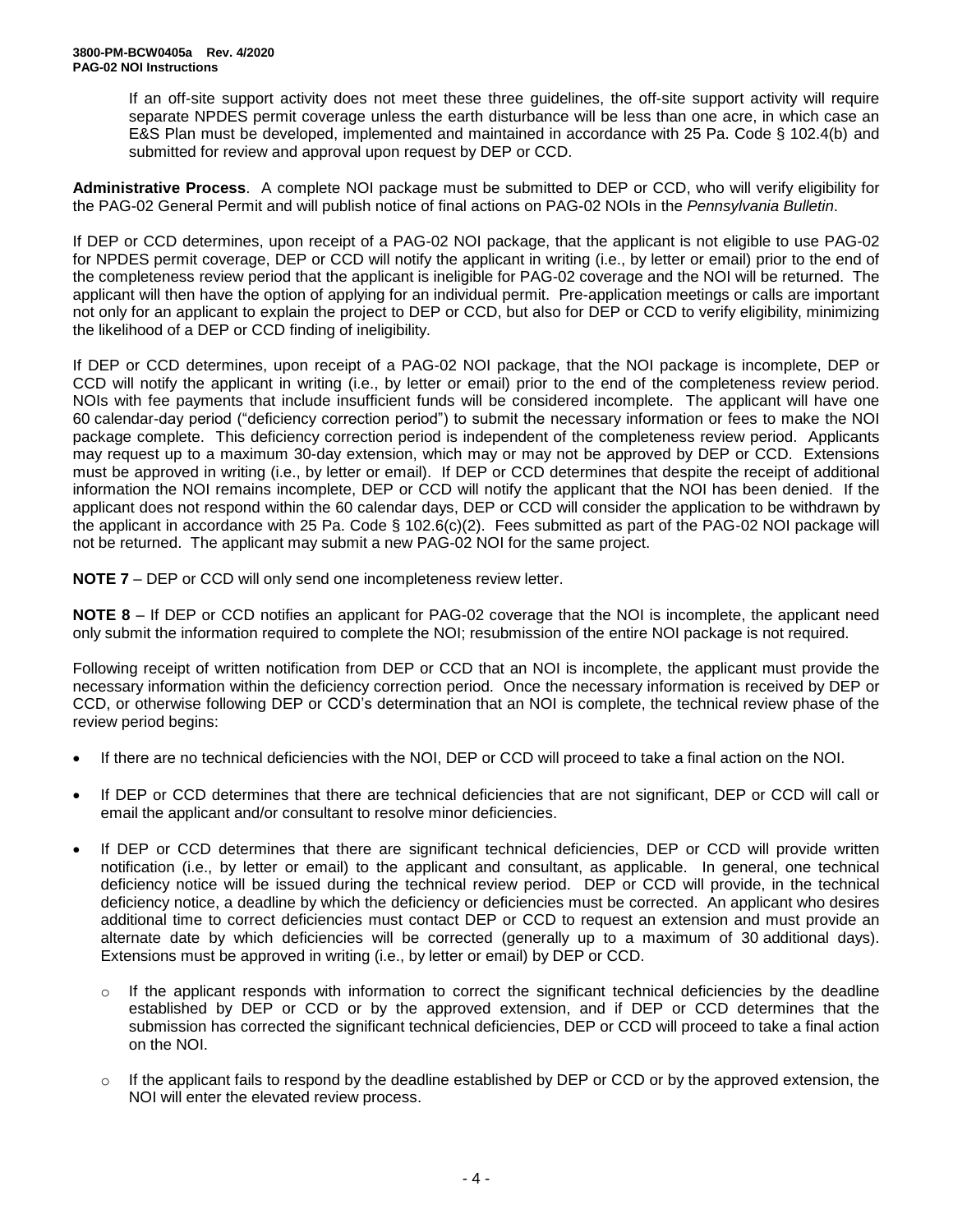If an off-site support activity does not meet these three guidelines, the off-site support activity will require separate NPDES permit coverage unless the earth disturbance will be less than one acre, in which case an E&S Plan must be developed, implemented and maintained in accordance with 25 Pa. Code § 102.4(b) and submitted for review and approval upon request by DEP or CCD.

**Administrative Process**. A complete NOI package must be submitted to DEP or CCD, who will verify eligibility for the PAG-02 General Permit and will publish notice of final actions on PAG-02 NOIs in the *Pennsylvania Bulletin*.

If DEP or CCD determines, upon receipt of a PAG-02 NOI package, that the applicant is not eligible to use PAG-02 for NPDES permit coverage, DEP or CCD will notify the applicant in writing (i.e., by letter or email) prior to the end of the completeness review period that the applicant is ineligible for PAG-02 coverage and the NOI will be returned. The applicant will then have the option of applying for an individual permit. Pre-application meetings or calls are important not only for an applicant to explain the project to DEP or CCD, but also for DEP or CCD to verify eligibility, minimizing the likelihood of a DEP or CCD finding of ineligibility.

If DEP or CCD determines, upon receipt of a PAG-02 NOI package, that the NOI package is incomplete, DEP or CCD will notify the applicant in writing (i.e., by letter or email) prior to the end of the completeness review period. NOIs with fee payments that include insufficient funds will be considered incomplete. The applicant will have one 60 calendar-day period ("deficiency correction period") to submit the necessary information or fees to make the NOI package complete. This deficiency correction period is independent of the completeness review period. Applicants may request up to a maximum 30-day extension, which may or may not be approved by DEP or CCD. Extensions must be approved in writing (i.e., by letter or email). If DEP or CCD determines that despite the receipt of additional information the NOI remains incomplete, DEP or CCD will notify the applicant that the NOI has been denied. If the applicant does not respond within the 60 calendar days, DEP or CCD will consider the application to be withdrawn by the applicant in accordance with 25 Pa. Code § 102.6(c)(2). Fees submitted as part of the PAG-02 NOI package will not be returned. The applicant may submit a new PAG-02 NOI for the same project.

**NOTE 7** – DEP or CCD will only send one incompleteness review letter.

**NOTE 8** – If DEP or CCD notifies an applicant for PAG-02 coverage that the NOI is incomplete, the applicant need only submit the information required to complete the NOI; resubmission of the entire NOI package is not required.

Following receipt of written notification from DEP or CCD that an NOI is incomplete, the applicant must provide the necessary information within the deficiency correction period. Once the necessary information is received by DEP or CCD, or otherwise following DEP or CCD's determination that an NOI is complete, the technical review phase of the review period begins:

- If there are no technical deficiencies with the NOI, DEP or CCD will proceed to take a final action on the NOI.
- If DEP or CCD determines that there are technical deficiencies that are not significant, DEP or CCD will call or email the applicant and/or consultant to resolve minor deficiencies.
- If DEP or CCD determines that there are significant technical deficiencies, DEP or CCD will provide written notification (i.e., by letter or email) to the applicant and consultant, as applicable. In general, one technical deficiency notice will be issued during the technical review period. DEP or CCD will provide, in the technical deficiency notice, a deadline by which the deficiency or deficiencies must be corrected. An applicant who desires additional time to correct deficiencies must contact DEP or CCD to request an extension and must provide an alternate date by which deficiencies will be corrected (generally up to a maximum of 30 additional days). Extensions must be approved in writing (i.e., by letter or email) by DEP or CCD.
    - If the applicant responds with information to correct the significant technical deficiencies by the deadline established by DEP or CCD or by the approved extension, and if DEP or CCD determines that the submission has corrected the significant technical deficiencies, DEP or CCD will proceed to take a final action on the NOI.
    - If the applicant fails to respond by the deadline established by DEP or CCD or by the approved extension, the NOI will enter the elevated review process.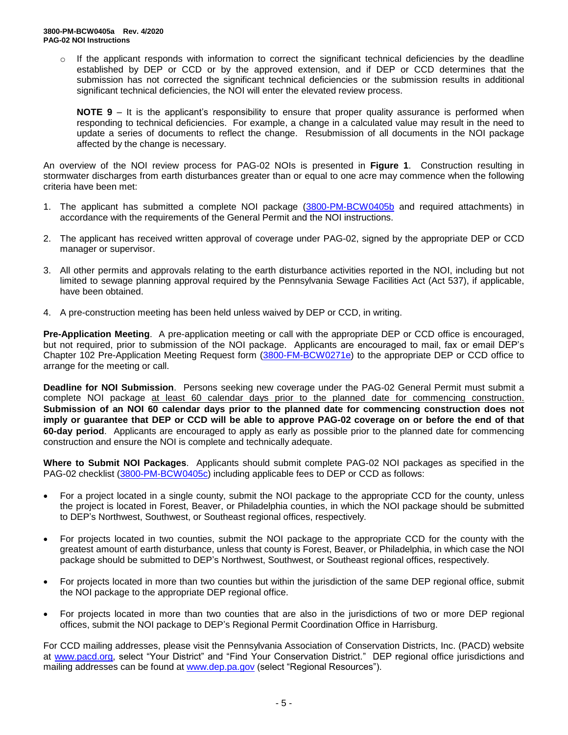- If the applicant responds with information to correct the significant technical deficiencies by the deadline established by DEP or CCD or by the approved extension, and if DEP or CCD determines that the submission has not corrected the significant technical deficiencies or the submission results in additional significant technical deficiencies, the NOI will enter the elevated review process.

  **NOTE 9** – It is the applicant's responsibility to ensure that proper quality assurance is performed when responding to technical deficiencies. For example, a change in a calculated value may result in the need to update a series of documents to reflect the change. Resubmission of all documents in the NOI package affected by the change is necessary.

An overview of the NOI review process for PAG-02 NOIs is presented in **Figure 1**. Construction resulting in stormwater discharges from earth disturbances greater than or equal to one acre may commence when the following criteria have been met:

1. The applicant has submitted a complete NOI package (3800-PM-BCW0405b and required attachments) in accordance with the requirements of the General Permit and the NOI instructions.
2. The applicant has received written approval of coverage under PAG-02, signed by the appropriate DEP or CCD manager or supervisor.
3. All other permits and approvals relating to the earth disturbance activities reported in the NOI, including but not limited to sewage planning approval required by the Pennsylvania Sewage Facilities Act (Act 537), if applicable, have been obtained.
4. A pre-construction meeting has been held unless waived by DEP or CCD, in writing.

**Pre-Application Meeting**. A pre-application meeting or call with the appropriate DEP or CCD office is encouraged, but not required, prior to submission of the NOI package. Applicants are encouraged to mail, fax or email DEP's Chapter 102 Pre-Application Meeting Request form (3800-FM-BCW0271e) to the appropriate DEP or CCD office to arrange for the meeting or call.

**Deadline for NOI Submission**. Persons seeking new coverage under the PAG-02 General Permit must submit a complete NOI package at least 60 calendar days prior to the planned date for commencing construction. **Submission of an NOI 60 calendar days prior to the planned date for commencing construction does not imply or guarantee that DEP or CCD will be able to approve PAG-02 coverage on or before the end of that 60-day period**. Applicants are encouraged to apply as early as possible prior to the planned date for commencing construction and ensure the NOI is complete and technically adequate.

**Where to Submit NOI Packages**. Applicants should submit complete PAG-02 NOI packages as specified in the PAG-02 checklist (3800-PM-BCW0405c) including applicable fees to DEP or CCD as follows:

- For a project located in a single county, submit the NOI package to the appropriate CCD for the county, unless the project is located in Forest, Beaver, or Philadelphia counties, in which the NOI package should be submitted to DEP's Northwest, Southwest, or Southeast regional offices, respectively.
- For projects located in two counties, submit the NOI package to the appropriate CCD for the county with the greatest amount of earth disturbance, unless that county is Forest, Beaver, or Philadelphia, in which case the NOI package should be submitted to DEP's Northwest, Southwest, or Southeast regional offices, respectively.
- For projects located in more than two counties but within the jurisdiction of the same DEP regional office, submit the NOI package to the appropriate DEP regional office.
- For projects located in more than two counties that are also in the jurisdictions of two or more DEP regional offices, submit the NOI package to DEP's Regional Permit Coordination Office in Harrisburg.

For CCD mailing addresses, please visit the Pennsylvania Association of Conservation Districts, Inc. (PACD) website at www.pacd.org, select "Your District" and "Find Your Conservation District." DEP regional office jurisdictions and mailing addresses can be found at www.dep.pa.gov (select "Regional Resources").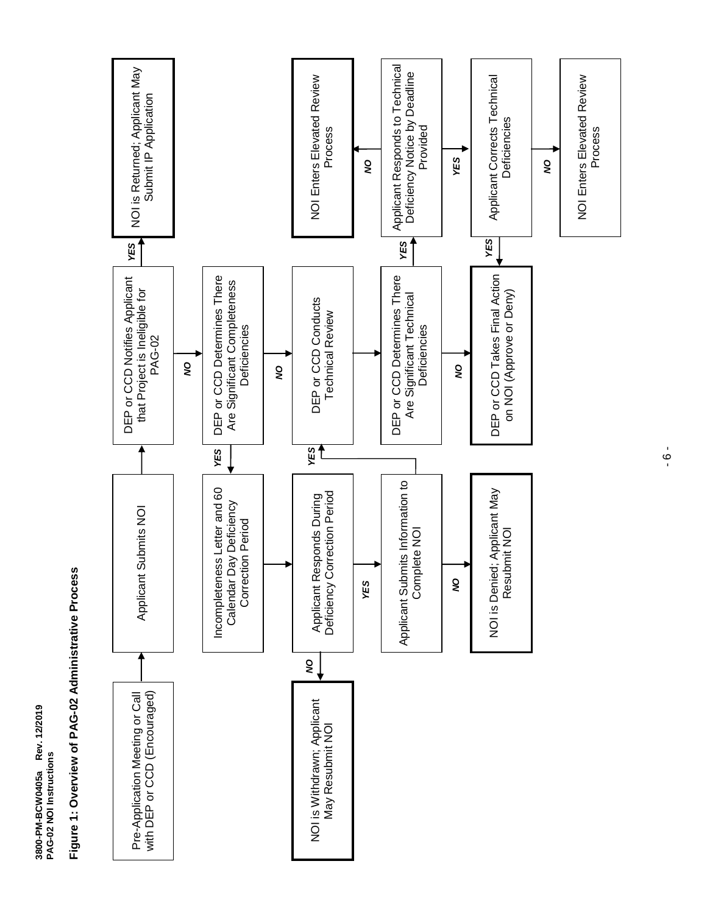**Figure 1: Overview of PAG-02 Administrative Process**

- Pre-Application Meeting or Call with DEP or CCD (Encouraged)
- → Applicant Submits NOI
- → DEP or CCD Notifies Applicant that Project is Ineligible for PAG-02
  - **YES** → NOI is Returned; Applicant May Submit IP Application
  - **NO** → DEP or CCD Determines There Are Significant Completeness Deficiencies
    - **YES** → Incompleteness Letter and 60 Calendar Day Deficiency Correction Period → Applicant Responds During Deficiency Correction Period
      - **NO** → NOI is Withdrawn; Applicant May Resubmit NOI
      - **YES** → Applicant Submits Information to Complete NOI
        - **NO** → NOI is Denied; Applicant May Resubmit NOI
        - **YES** → DEP or CCD Conducts Technical Review
    - **NO** → DEP or CCD Conducts Technical Review
- DEP or CCD Conducts Technical Review → DEP or CCD Determines There Are Significant Technical Deficiencies
  - **NO** → DEP or CCD Takes Final Action on NOI (Approve or Deny)
  - **YES** → Applicant Responds to Technical Deficiency Notice by Deadline Provided
    - **NO** → NOI Enters Elevated Review Process
    - **YES** → Applicant Corrects Technical Deficiencies
      - **YES** → DEP or CCD Takes Final Action on NOI (Approve or Deny)
      - **NO** → NOI Enters Elevated Review Process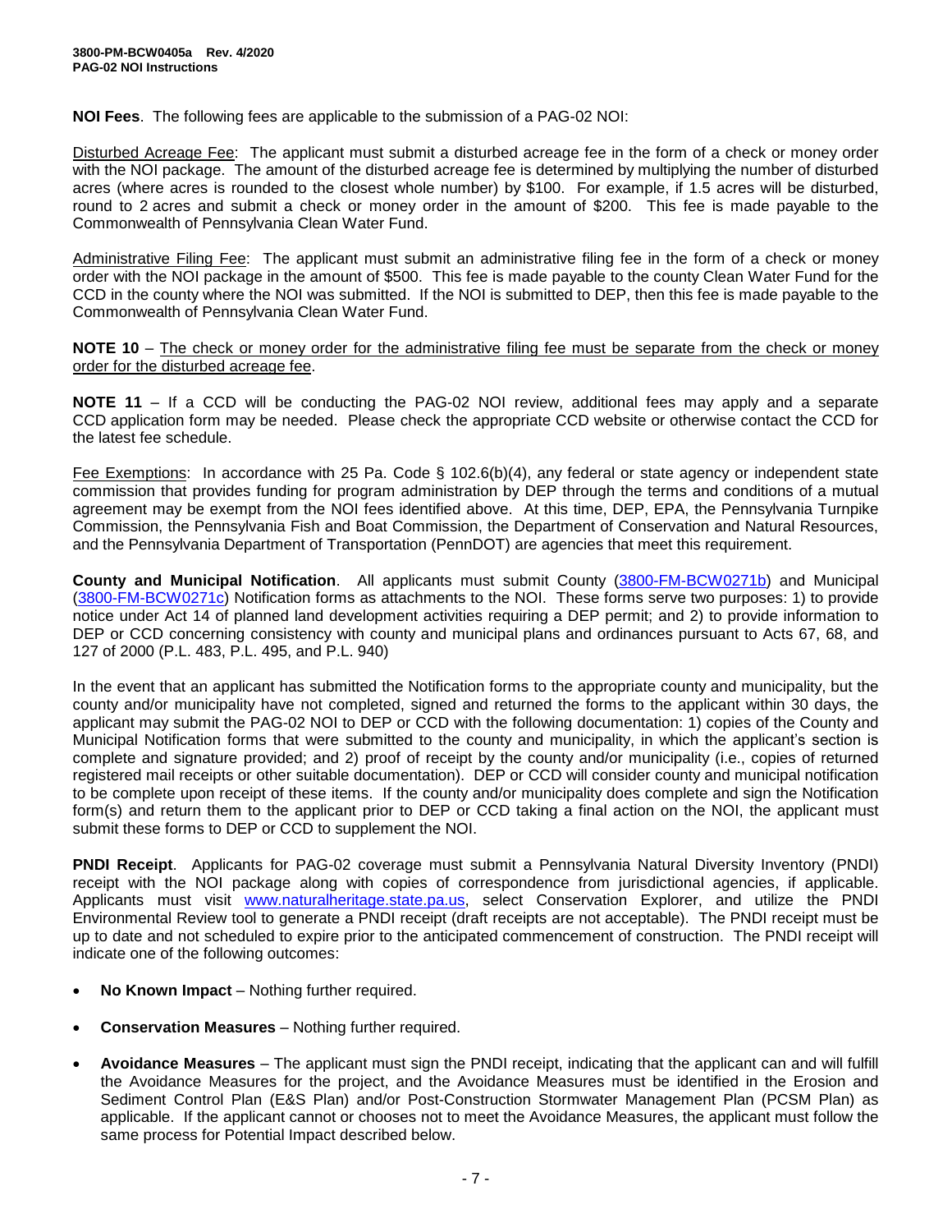**NOI Fees**. The following fees are applicable to the submission of a PAG-02 NOI:

Disturbed Acreage Fee: The applicant must submit a disturbed acreage fee in the form of a check or money order with the NOI package. The amount of the disturbed acreage fee is determined by multiplying the number of disturbed acres (where acres is rounded to the closest whole number) by $100. For example, if 1.5 acres will be disturbed, round to 2 acres and submit a check or money order in the amount of $200. This fee is made payable to the Commonwealth of Pennsylvania Clean Water Fund.

Administrative Filing Fee: The applicant must submit an administrative filing fee in the form of a check or money order with the NOI package in the amount of $500. This fee is made payable to the county Clean Water Fund for the CCD in the county where the NOI was submitted. If the NOI is submitted to DEP, then this fee is made payable to the Commonwealth of Pennsylvania Clean Water Fund.

**NOTE 10** – The check or money order for the administrative filing fee must be separate from the check or money order for the disturbed acreage fee.

**NOTE 11** – If a CCD will be conducting the PAG-02 NOI review, additional fees may apply and a separate CCD application form may be needed. Please check the appropriate CCD website or otherwise contact the CCD for the latest fee schedule.

Fee Exemptions: In accordance with 25 Pa. Code § 102.6(b)(4), any federal or state agency or independent state commission that provides funding for program administration by DEP through the terms and conditions of a mutual agreement may be exempt from the NOI fees identified above. At this time, DEP, EPA, the Pennsylvania Turnpike Commission, the Pennsylvania Fish and Boat Commission, the Department of Conservation and Natural Resources, and the Pennsylvania Department of Transportation (PennDOT) are agencies that meet this requirement.

**County and Municipal Notification**. All applicants must submit County (3800-FM-BCW0271b) and Municipal (3800-FM-BCW0271c) Notification forms as attachments to the NOI. These forms serve two purposes: 1) to provide notice under Act 14 of planned land development activities requiring a DEP permit; and 2) to provide information to DEP or CCD concerning consistency with county and municipal plans and ordinances pursuant to Acts 67, 68, and 127 of 2000 (P.L. 483, P.L. 495, and P.L. 940)

In the event that an applicant has submitted the Notification forms to the appropriate county and municipality, but the county and/or municipality have not completed, signed and returned the forms to the applicant within 30 days, the applicant may submit the PAG-02 NOI to DEP or CCD with the following documentation: 1) copies of the County and Municipal Notification forms that were submitted to the county and municipality, in which the applicant's section is complete and signature provided; and 2) proof of receipt by the county and/or municipality (i.e., copies of returned registered mail receipts or other suitable documentation). DEP or CCD will consider county and municipal notification to be complete upon receipt of these items. If the county and/or municipality does complete and sign the Notification form(s) and return them to the applicant prior to DEP or CCD taking a final action on the NOI, the applicant must submit these forms to DEP or CCD to supplement the NOI.

**PNDI Receipt**. Applicants for PAG-02 coverage must submit a Pennsylvania Natural Diversity Inventory (PNDI) receipt with the NOI package along with copies of correspondence from jurisdictional agencies, if applicable. Applicants must visit www.naturalheritage.state.pa.us, select Conservation Explorer, and utilize the PNDI Environmental Review tool to generate a PNDI receipt (draft receipts are not acceptable). The PNDI receipt must be up to date and not scheduled to expire prior to the anticipated commencement of construction. The PNDI receipt will indicate one of the following outcomes:

- **No Known Impact** – Nothing further required.
- **Conservation Measures** – Nothing further required.
- **Avoidance Measures** – The applicant must sign the PNDI receipt, indicating that the applicant can and will fulfill the Avoidance Measures for the project, and the Avoidance Measures must be identified in the Erosion and Sediment Control Plan (E&S Plan) and/or Post-Construction Stormwater Management Plan (PCSM Plan) as applicable. If the applicant cannot or chooses not to meet the Avoidance Measures, the applicant must follow the same process for Potential Impact described below.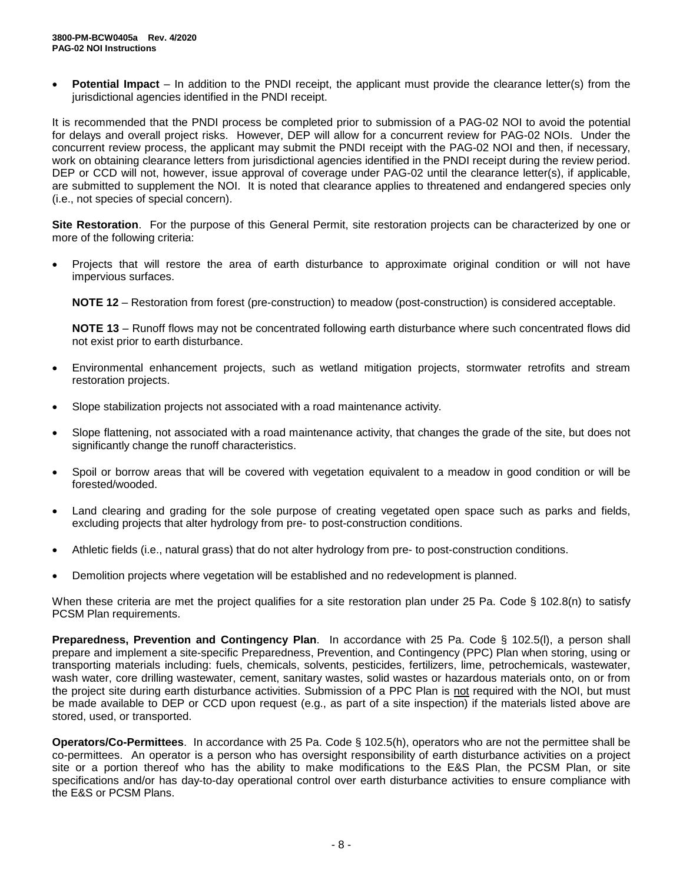- **Potential Impact** – In addition to the PNDI receipt, the applicant must provide the clearance letter(s) from the jurisdictional agencies identified in the PNDI receipt.

It is recommended that the PNDI process be completed prior to submission of a PAG-02 NOI to avoid the potential for delays and overall project risks. However, DEP will allow for a concurrent review for PAG-02 NOIs. Under the concurrent review process, the applicant may submit the PNDI receipt with the PAG-02 NOI and then, if necessary, work on obtaining clearance letters from jurisdictional agencies identified in the PNDI receipt during the review period. DEP or CCD will not, however, issue approval of coverage under PAG-02 until the clearance letter(s), if applicable, are submitted to supplement the NOI. It is noted that clearance applies to threatened and endangered species only (i.e., not species of special concern).

**Site Restoration**. For the purpose of this General Permit, site restoration projects can be characterized by one or more of the following criteria:

- Projects that will restore the area of earth disturbance to approximate original condition or will not have impervious surfaces.

  **NOTE 12** – Restoration from forest (pre-construction) to meadow (post-construction) is considered acceptable.

  **NOTE 13** – Runoff flows may not be concentrated following earth disturbance where such concentrated flows did not exist prior to earth disturbance.

- Environmental enhancement projects, such as wetland mitigation projects, stormwater retrofits and stream restoration projects.
- Slope stabilization projects not associated with a road maintenance activity.
- Slope flattening, not associated with a road maintenance activity, that changes the grade of the site, but does not significantly change the runoff characteristics.
- Spoil or borrow areas that will be covered with vegetation equivalent to a meadow in good condition or will be forested/wooded.
- Land clearing and grading for the sole purpose of creating vegetated open space such as parks and fields, excluding projects that alter hydrology from pre- to post-construction conditions.
- Athletic fields (i.e., natural grass) that do not alter hydrology from pre- to post-construction conditions.
- Demolition projects where vegetation will be established and no redevelopment is planned.

When these criteria are met the project qualifies for a site restoration plan under 25 Pa. Code § 102.8(n) to satisfy PCSM Plan requirements.

**Preparedness, Prevention and Contingency Plan**. In accordance with 25 Pa. Code § 102.5(l), a person shall prepare and implement a site-specific Preparedness, Prevention, and Contingency (PPC) Plan when storing, using or transporting materials including: fuels, chemicals, solvents, pesticides, fertilizers, lime, petrochemicals, wastewater, wash water, core drilling wastewater, cement, sanitary wastes, solid wastes or hazardous materials onto, on or from the project site during earth disturbance activities. Submission of a PPC Plan is not required with the NOI, but must be made available to DEP or CCD upon request (e.g., as part of a site inspection) if the materials listed above are stored, used, or transported.

**Operators/Co-Permittees**. In accordance with 25 Pa. Code § 102.5(h), operators who are not the permittee shall be co-permittees. An operator is a person who has oversight responsibility of earth disturbance activities on a project site or a portion thereof who has the ability to make modifications to the E&S Plan, the PCSM Plan, or site specifications and/or has day-to-day operational control over earth disturbance activities to ensure compliance with the E&S or PCSM Plans.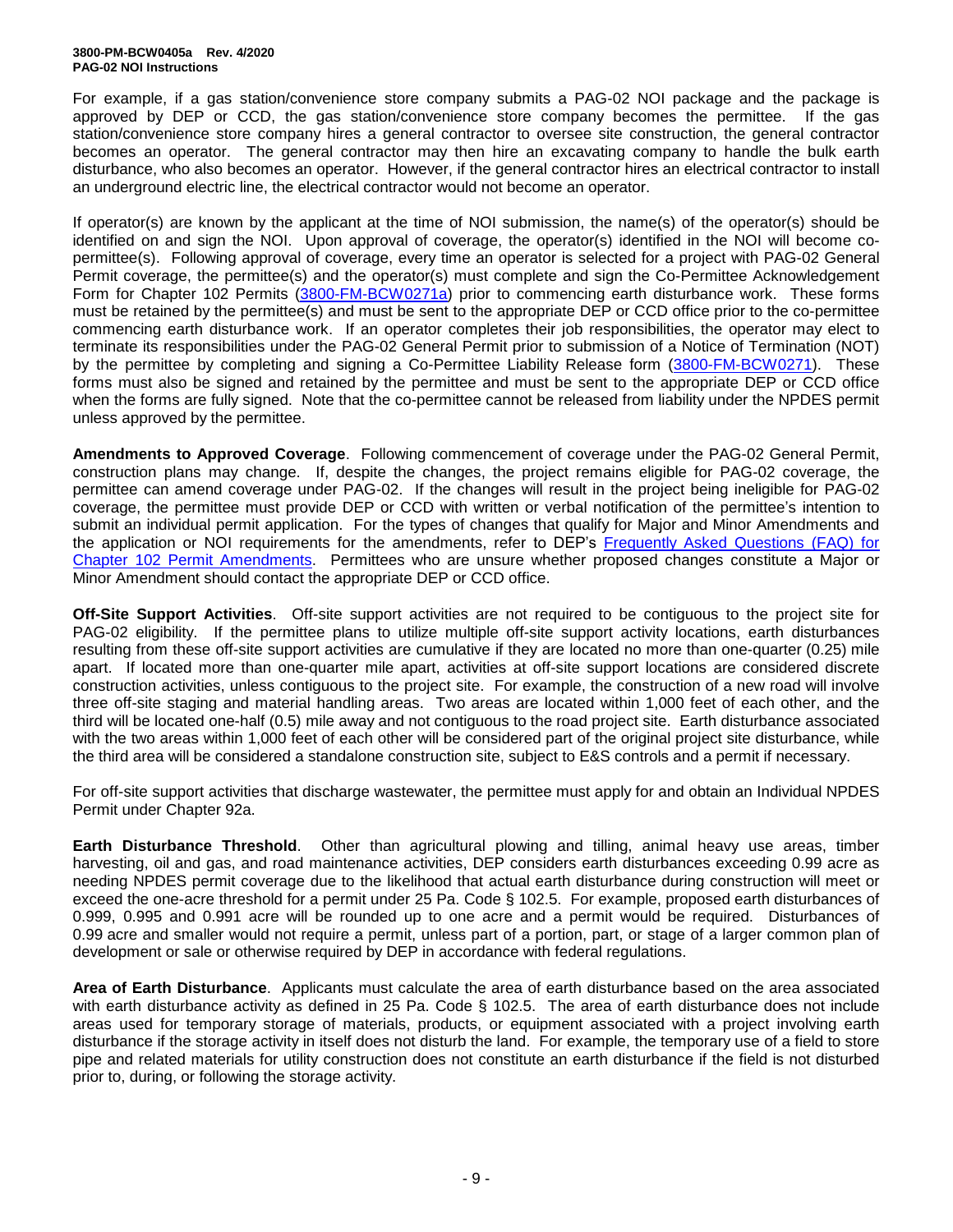For example, if a gas station/convenience store company submits a PAG-02 NOI package and the package is approved by DEP or CCD, the gas station/convenience store company becomes the permittee. If the gas station/convenience store company hires a general contractor to oversee site construction, the general contractor becomes an operator. The general contractor may then hire an excavating company to handle the bulk earth disturbance, who also becomes an operator. However, if the general contractor hires an electrical contractor to install an underground electric line, the electrical contractor would not become an operator.

If operator(s) are known by the applicant at the time of NOI submission, the name(s) of the operator(s) should be identified on and sign the NOI. Upon approval of coverage, the operator(s) identified in the NOI will become co-permittee(s). Following approval of coverage, every time an operator is selected for a project with PAG-02 General Permit coverage, the permittee(s) and the operator(s) must complete and sign the Co-Permittee Acknowledgement Form for Chapter 102 Permits (3800-FM-BCW0271a) prior to commencing earth disturbance work. These forms must be retained by the permittee(s) and must be sent to the appropriate DEP or CCD office prior to the co-permittee commencing earth disturbance work. If an operator completes their job responsibilities, the operator may elect to terminate its responsibilities under the PAG-02 General Permit prior to submission of a Notice of Termination (NOT) by the permittee by completing and signing a Co-Permittee Liability Release form (3800-FM-BCW0271). These forms must also be signed and retained by the permittee and must be sent to the appropriate DEP or CCD office when the forms are fully signed. Note that the co-permittee cannot be released from liability under the NPDES permit unless approved by the permittee.

**Amendments to Approved Coverage**. Following commencement of coverage under the PAG-02 General Permit, construction plans may change. If, despite the changes, the project remains eligible for PAG-02 coverage, the permittee can amend coverage under PAG-02. If the changes will result in the project being ineligible for PAG-02 coverage, the permittee must provide DEP or CCD with written or verbal notification of the permittee's intention to submit an individual permit application. For the types of changes that qualify for Major and Minor Amendments and the application or NOI requirements for the amendments, refer to DEP's Frequently Asked Questions (FAQ) for Chapter 102 Permit Amendments. Permittees who are unsure whether proposed changes constitute a Major or Minor Amendment should contact the appropriate DEP or CCD office.

**Off-Site Support Activities**. Off-site support activities are not required to be contiguous to the project site for PAG-02 eligibility. If the permittee plans to utilize multiple off-site support activity locations, earth disturbances resulting from these off-site support activities are cumulative if they are located no more than one-quarter (0.25) mile apart. If located more than one-quarter mile apart, activities at off-site support locations are considered discrete construction activities, unless contiguous to the project site. For example, the construction of a new road will involve three off-site staging and material handling areas. Two areas are located within 1,000 feet of each other, and the third will be located one-half (0.5) mile away and not contiguous to the road project site. Earth disturbance associated with the two areas within 1,000 feet of each other will be considered part of the original project site disturbance, while the third area will be considered a standalone construction site, subject to E&S controls and a permit if necessary.

For off-site support activities that discharge wastewater, the permittee must apply for and obtain an Individual NPDES Permit under Chapter 92a.

**Earth Disturbance Threshold**. Other than agricultural plowing and tilling, animal heavy use areas, timber harvesting, oil and gas, and road maintenance activities, DEP considers earth disturbances exceeding 0.99 acre as needing NPDES permit coverage due to the likelihood that actual earth disturbance during construction will meet or exceed the one-acre threshold for a permit under 25 Pa. Code § 102.5. For example, proposed earth disturbances of 0.999, 0.995 and 0.991 acre will be rounded up to one acre and a permit would be required. Disturbances of 0.99 acre and smaller would not require a permit, unless part of a portion, part, or stage of a larger common plan of development or sale or otherwise required by DEP in accordance with federal regulations.

**Area of Earth Disturbance**. Applicants must calculate the area of earth disturbance based on the area associated with earth disturbance activity as defined in 25 Pa. Code § 102.5. The area of earth disturbance does not include areas used for temporary storage of materials, products, or equipment associated with a project involving earth disturbance if the storage activity in itself does not disturb the land. For example, the temporary use of a field to store pipe and related materials for utility construction does not constitute an earth disturbance if the field is not disturbed prior to, during, or following the storage activity.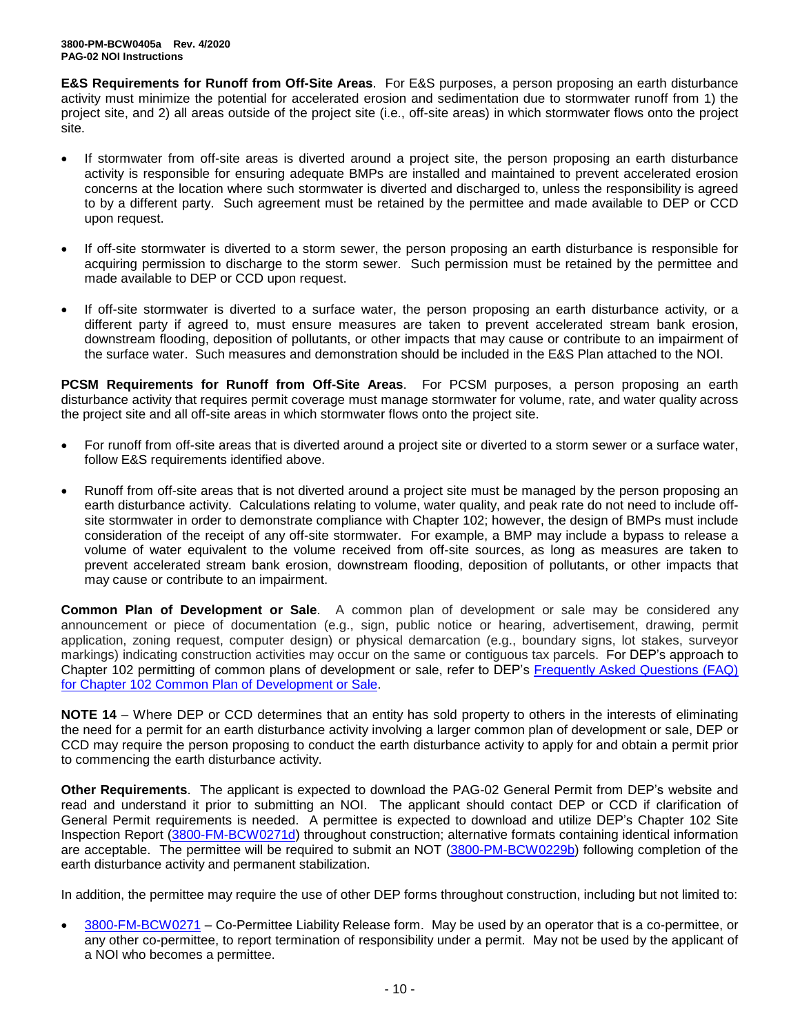**E&S Requirements for Runoff from Off-Site Areas**. For E&S purposes, a person proposing an earth disturbance activity must minimize the potential for accelerated erosion and sedimentation due to stormwater runoff from 1) the project site, and 2) all areas outside of the project site (i.e., off-site areas) in which stormwater flows onto the project site.

- If stormwater from off-site areas is diverted around a project site, the person proposing an earth disturbance activity is responsible for ensuring adequate BMPs are installed and maintained to prevent accelerated erosion concerns at the location where such stormwater is diverted and discharged to, unless the responsibility is agreed to by a different party. Such agreement must be retained by the permittee and made available to DEP or CCD upon request.

- If off-site stormwater is diverted to a storm sewer, the person proposing an earth disturbance is responsible for acquiring permission to discharge to the storm sewer. Such permission must be retained by the permittee and made available to DEP or CCD upon request.

- If off-site stormwater is diverted to a surface water, the person proposing an earth disturbance activity, or a different party if agreed to, must ensure measures are taken to prevent accelerated stream bank erosion, downstream flooding, deposition of pollutants, or other impacts that may cause or contribute to an impairment of the surface water. Such measures and demonstration should be included in the E&S Plan attached to the NOI.

**PCSM Requirements for Runoff from Off-Site Areas**. For PCSM purposes, a person proposing an earth disturbance activity that requires permit coverage must manage stormwater for volume, rate, and water quality across the project site and all off-site areas in which stormwater flows onto the project site.

- For runoff from off-site areas that is diverted around a project site or diverted to a storm sewer or a surface water, follow E&S requirements identified above.

- Runoff from off-site areas that is not diverted around a project site must be managed by the person proposing an earth disturbance activity. Calculations relating to volume, water quality, and peak rate do not need to include off-site stormwater in order to demonstrate compliance with Chapter 102; however, the design of BMPs must include consideration of the receipt of any off-site stormwater. For example, a BMP may include a bypass to release a volume of water equivalent to the volume received from off-site sources, as long as measures are taken to prevent accelerated stream bank erosion, downstream flooding, deposition of pollutants, or other impacts that may cause or contribute to an impairment.

**Common Plan of Development or Sale**. A common plan of development or sale may be considered any announcement or piece of documentation (e.g., sign, public notice or hearing, advertisement, drawing, permit application, zoning request, computer design) or physical demarcation (e.g., boundary signs, lot stakes, surveyor markings) indicating construction activities may occur on the same or contiguous tax parcels. For DEP's approach to Chapter 102 permitting of common plans of development or sale, refer to DEP's Frequently Asked Questions (FAQ) for Chapter 102 Common Plan of Development or Sale.

**NOTE 14** – Where DEP or CCD determines that an entity has sold property to others in the interests of eliminating the need for a permit for an earth disturbance activity involving a larger common plan of development or sale, DEP or CCD may require the person proposing to conduct the earth disturbance activity to apply for and obtain a permit prior to commencing the earth disturbance activity.

**Other Requirements**. The applicant is expected to download the PAG-02 General Permit from DEP's website and read and understand it prior to submitting an NOI. The applicant should contact DEP or CCD if clarification of General Permit requirements is needed. A permittee is expected to download and utilize DEP's Chapter 102 Site Inspection Report (3800-FM-BCW0271d) throughout construction; alternative formats containing identical information are acceptable. The permittee will be required to submit an NOT (3800-PM-BCW0229b) following completion of the earth disturbance activity and permanent stabilization.

In addition, the permittee may require the use of other DEP forms throughout construction, including but not limited to:

- 3800-FM-BCW0271 – Co-Permittee Liability Release form. May be used by an operator that is a co-permittee, or any other co-permittee, to report termination of responsibility under a permit. May not be used by the applicant of a NOI who becomes a permittee.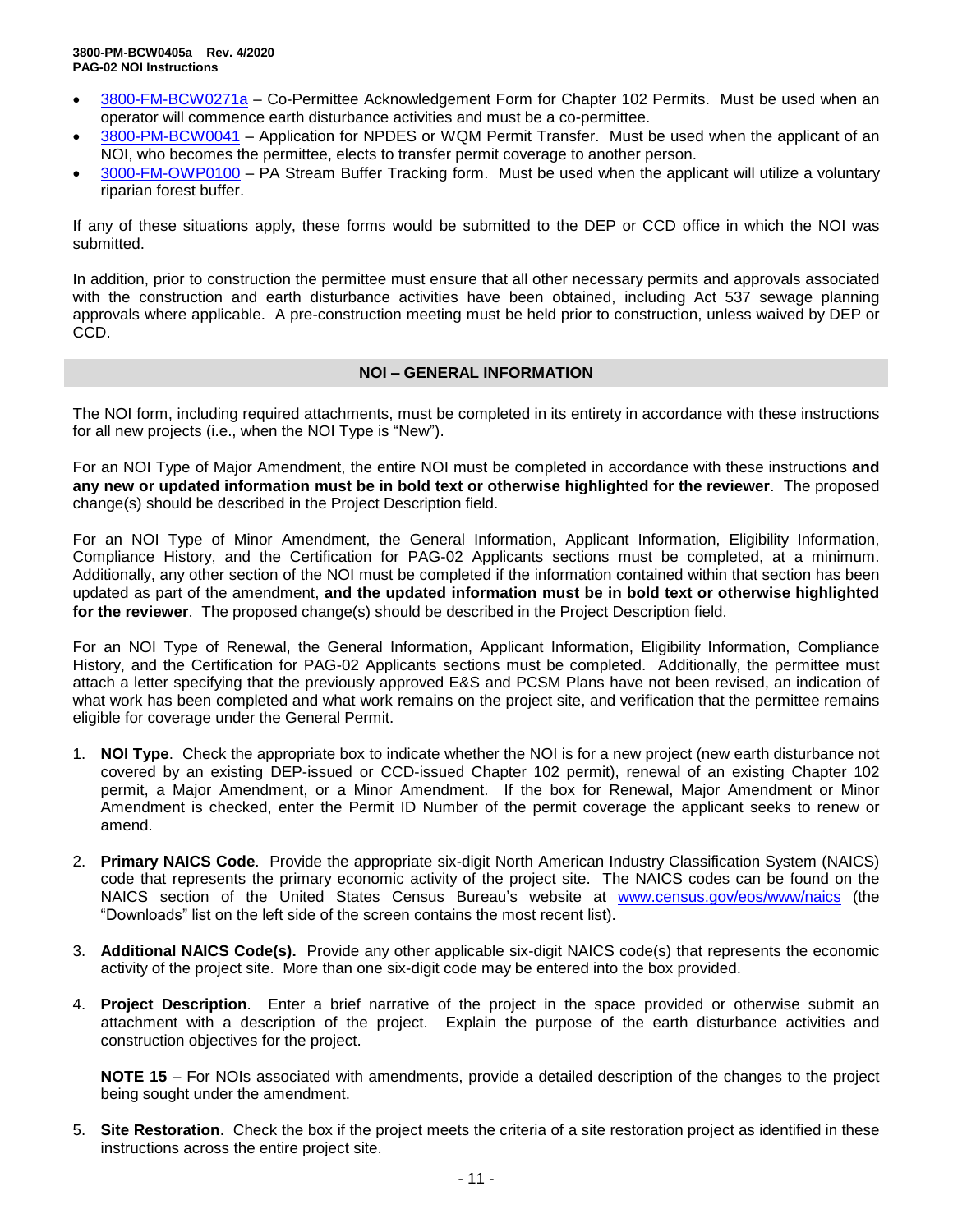- 3800-FM-BCW0271a – Co-Permittee Acknowledgement Form for Chapter 102 Permits. Must be used when an operator will commence earth disturbance activities and must be a co-permittee.
- 3800-PM-BCW0041 – Application for NPDES or WQM Permit Transfer. Must be used when the applicant of an NOI, who becomes the permittee, elects to transfer permit coverage to another person.
- 3000-FM-OWP0100 – PA Stream Buffer Tracking form. Must be used when the applicant will utilize a voluntary riparian forest buffer.

If any of these situations apply, these forms would be submitted to the DEP or CCD office in which the NOI was submitted.

In addition, prior to construction the permittee must ensure that all other necessary permits and approvals associated with the construction and earth disturbance activities have been obtained, including Act 537 sewage planning approvals where applicable. A pre-construction meeting must be held prior to construction, unless waived by DEP or CCD.

## NOI – GENERAL INFORMATION

The NOI form, including required attachments, must be completed in its entirety in accordance with these instructions for all new projects (i.e., when the NOI Type is "New").

For an NOI Type of Major Amendment, the entire NOI must be completed in accordance with these instructions **and any new or updated information must be in bold text or otherwise highlighted for the reviewer**. The proposed change(s) should be described in the Project Description field.

For an NOI Type of Minor Amendment, the General Information, Applicant Information, Eligibility Information, Compliance History, and the Certification for PAG-02 Applicants sections must be completed, at a minimum. Additionally, any other section of the NOI must be completed if the information contained within that section has been updated as part of the amendment, **and the updated information must be in bold text or otherwise highlighted for the reviewer**. The proposed change(s) should be described in the Project Description field.

For an NOI Type of Renewal, the General Information, Applicant Information, Eligibility Information, Compliance History, and the Certification for PAG-02 Applicants sections must be completed. Additionally, the permittee must attach a letter specifying that the previously approved E&S and PCSM Plans have not been revised, an indication of what work has been completed and what work remains on the project site, and verification that the permittee remains eligible for coverage under the General Permit.

1. **NOI Type**. Check the appropriate box to indicate whether the NOI is for a new project (new earth disturbance not covered by an existing DEP-issued or CCD-issued Chapter 102 permit), renewal of an existing Chapter 102 permit, a Major Amendment, or a Minor Amendment. If the box for Renewal, Major Amendment or Minor Amendment is checked, enter the Permit ID Number of the permit coverage the applicant seeks to renew or amend.

2. **Primary NAICS Code**. Provide the appropriate six-digit North American Industry Classification System (NAICS) code that represents the primary economic activity of the project site. The NAICS codes can be found on the NAICS section of the United States Census Bureau's website at www.census.gov/eos/www/naics (the "Downloads" list on the left side of the screen contains the most recent list).

3. **Additional NAICS Code(s).** Provide any other applicable six-digit NAICS code(s) that represents the economic activity of the project site. More than one six-digit code may be entered into the box provided.

4. **Project Description**. Enter a brief narrative of the project in the space provided or otherwise submit an attachment with a description of the project. Explain the purpose of the earth disturbance activities and construction objectives for the project.

   **NOTE 15** – For NOIs associated with amendments, provide a detailed description of the changes to the project being sought under the amendment.

5. **Site Restoration**. Check the box if the project meets the criteria of a site restoration project as identified in these instructions across the entire project site.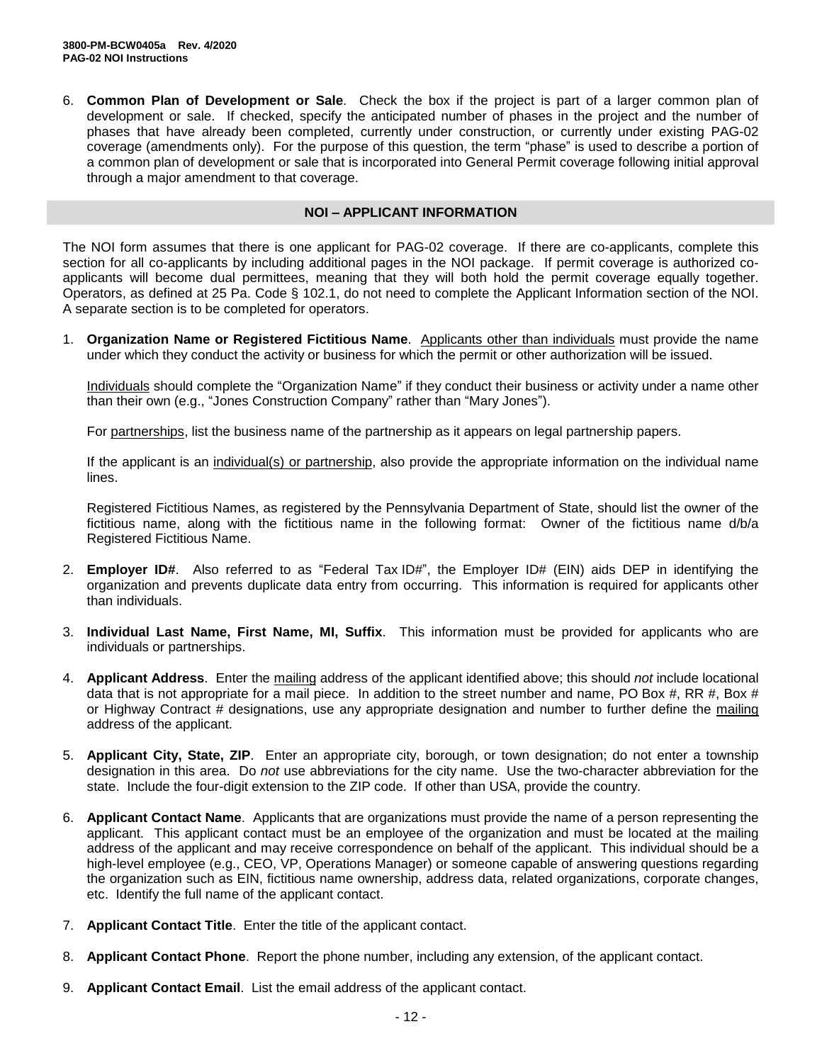6. **Common Plan of Development or Sale**. Check the box if the project is part of a larger common plan of development or sale. If checked, specify the anticipated number of phases in the project and the number of phases that have already been completed, currently under construction, or currently under existing PAG-02 coverage (amendments only). For the purpose of this question, the term "phase" is used to describe a portion of a common plan of development or sale that is incorporated into General Permit coverage following initial approval through a major amendment to that coverage.

## NOI – APPLICANT INFORMATION

The NOI form assumes that there is one applicant for PAG-02 coverage. If there are co-applicants, complete this section for all co-applicants by including additional pages in the NOI package. If permit coverage is authorized co-applicants will become dual permittees, meaning that they will both hold the permit coverage equally together. Operators, as defined at 25 Pa. Code § 102.1, do not need to complete the Applicant Information section of the NOI. A separate section is to be completed for operators.

1. **Organization Name or Registered Fictitious Name**. Applicants other than individuals must provide the name under which they conduct the activity or business for which the permit or other authorization will be issued.

   Individuals should complete the "Organization Name" if they conduct their business or activity under a name other than their own (e.g., "Jones Construction Company" rather than "Mary Jones").

   For partnerships, list the business name of the partnership as it appears on legal partnership papers.

   If the applicant is an individual(s) or partnership, also provide the appropriate information on the individual name lines.

   Registered Fictitious Names, as registered by the Pennsylvania Department of State, should list the owner of the fictitious name, along with the fictitious name in the following format: Owner of the fictitious name d/b/a Registered Fictitious Name.

2. **Employer ID#**. Also referred to as "Federal Tax ID#", the Employer ID# (EIN) aids DEP in identifying the organization and prevents duplicate data entry from occurring. This information is required for applicants other than individuals.

3. **Individual Last Name, First Name, MI, Suffix**. This information must be provided for applicants who are individuals or partnerships.

4. **Applicant Address**. Enter the mailing address of the applicant identified above; this should *not* include locational data that is not appropriate for a mail piece. In addition to the street number and name, PO Box #, RR #, Box # or Highway Contract # designations, use any appropriate designation and number to further define the mailing address of the applicant.

5. **Applicant City, State, ZIP**. Enter an appropriate city, borough, or town designation; do not enter a township designation in this area. Do *not* use abbreviations for the city name. Use the two-character abbreviation for the state. Include the four-digit extension to the ZIP code. If other than USA, provide the country.

6. **Applicant Contact Name**. Applicants that are organizations must provide the name of a person representing the applicant. This applicant contact must be an employee of the organization and must be located at the mailing address of the applicant and may receive correspondence on behalf of the applicant. This individual should be a high-level employee (e.g., CEO, VP, Operations Manager) or someone capable of answering questions regarding the organization such as EIN, fictitious name ownership, address data, related organizations, corporate changes, etc. Identify the full name of the applicant contact.

7. **Applicant Contact Title**. Enter the title of the applicant contact.

8. **Applicant Contact Phone**. Report the phone number, including any extension, of the applicant contact.

9. **Applicant Contact Email**. List the email address of the applicant contact.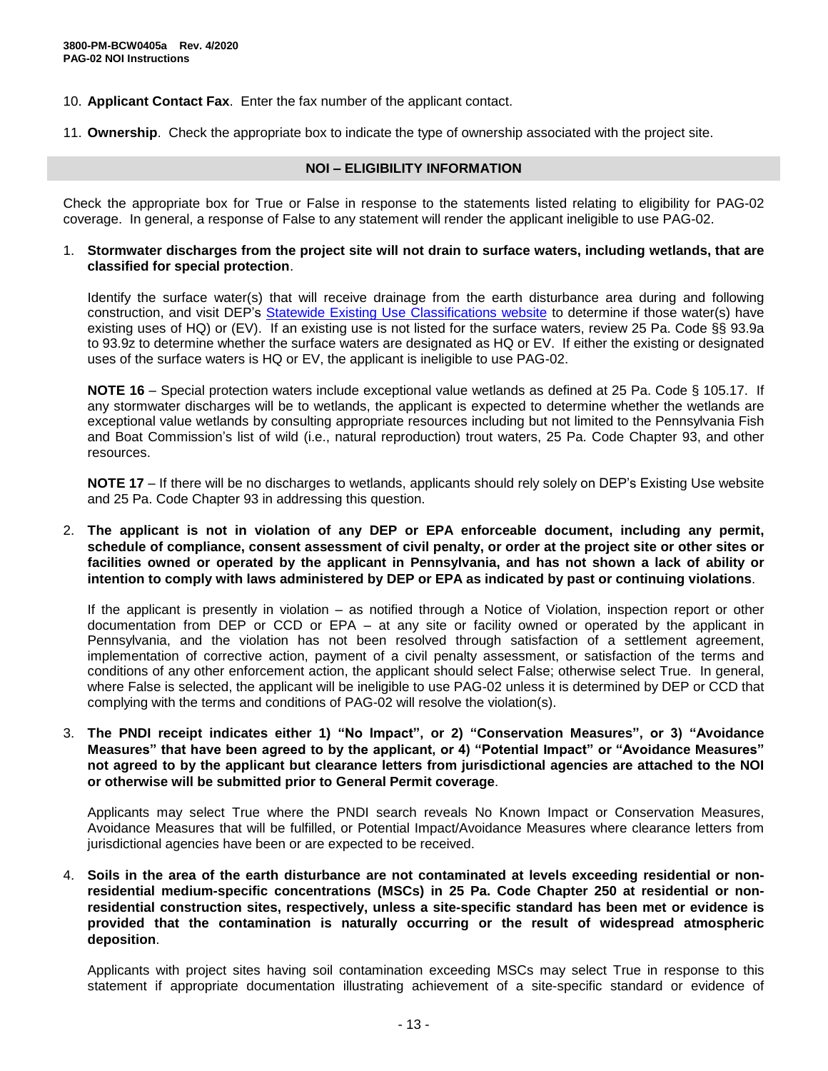10. **Applicant Contact Fax**. Enter the fax number of the applicant contact.

11. **Ownership**. Check the appropriate box to indicate the type of ownership associated with the project site.

## NOI – ELIGIBILITY INFORMATION

Check the appropriate box for True or False in response to the statements listed relating to eligibility for PAG-02 coverage. In general, a response of False to any statement will render the applicant ineligible to use PAG-02.

1. **Stormwater discharges from the project site will not drain to surface waters, including wetlands, that are classified for special protection**.

   Identify the surface water(s) that will receive drainage from the earth disturbance area during and following construction, and visit DEP's Statewide Existing Use Classifications website to determine if those water(s) have existing uses of HQ) or (EV). If an existing use is not listed for the surface waters, review 25 Pa. Code §§ 93.9a to 93.9z to determine whether the surface waters are designated as HQ or EV. If either the existing or designated uses of the surface waters is HQ or EV, the applicant is ineligible to use PAG-02.

   **NOTE 16** – Special protection waters include exceptional value wetlands as defined at 25 Pa. Code § 105.17. If any stormwater discharges will be to wetlands, the applicant is expected to determine whether the wetlands are exceptional value wetlands by consulting appropriate resources including but not limited to the Pennsylvania Fish and Boat Commission's list of wild (i.e., natural reproduction) trout waters, 25 Pa. Code Chapter 93, and other resources.

   **NOTE 17** – If there will be no discharges to wetlands, applicants should rely solely on DEP's Existing Use website and 25 Pa. Code Chapter 93 in addressing this question.

2. **The applicant is not in violation of any DEP or EPA enforceable document, including any permit, schedule of compliance, consent assessment of civil penalty, or order at the project site or other sites or facilities owned or operated by the applicant in Pennsylvania, and has not shown a lack of ability or intention to comply with laws administered by DEP or EPA as indicated by past or continuing violations**.

   If the applicant is presently in violation – as notified through a Notice of Violation, inspection report or other documentation from DEP or CCD or EPA – at any site or facility owned or operated by the applicant in Pennsylvania, and the violation has not been resolved through satisfaction of a settlement agreement, implementation of corrective action, payment of a civil penalty assessment, or satisfaction of the terms and conditions of any other enforcement action, the applicant should select False; otherwise select True. In general, where False is selected, the applicant will be ineligible to use PAG-02 unless it is determined by DEP or CCD that complying with the terms and conditions of PAG-02 will resolve the violation(s).

3. **The PNDI receipt indicates either 1) "No Impact", or 2) "Conservation Measures", or 3) "Avoidance Measures" that have been agreed to by the applicant, or 4) "Potential Impact" or "Avoidance Measures" not agreed to by the applicant but clearance letters from jurisdictional agencies are attached to the NOI or otherwise will be submitted prior to General Permit coverage**.

   Applicants may select True where the PNDI search reveals No Known Impact or Conservation Measures, Avoidance Measures that will be fulfilled, or Potential Impact/Avoidance Measures where clearance letters from jurisdictional agencies have been or are expected to be received.

4. **Soils in the area of the earth disturbance are not contaminated at levels exceeding residential or non-residential medium-specific concentrations (MSCs) in 25 Pa. Code Chapter 250 at residential or non-residential construction sites, respectively, unless a site-specific standard has been met or evidence is provided that the contamination is naturally occurring or the result of widespread atmospheric deposition**.

   Applicants with project sites having soil contamination exceeding MSCs may select True in response to this statement if appropriate documentation illustrating achievement of a site-specific standard or evidence of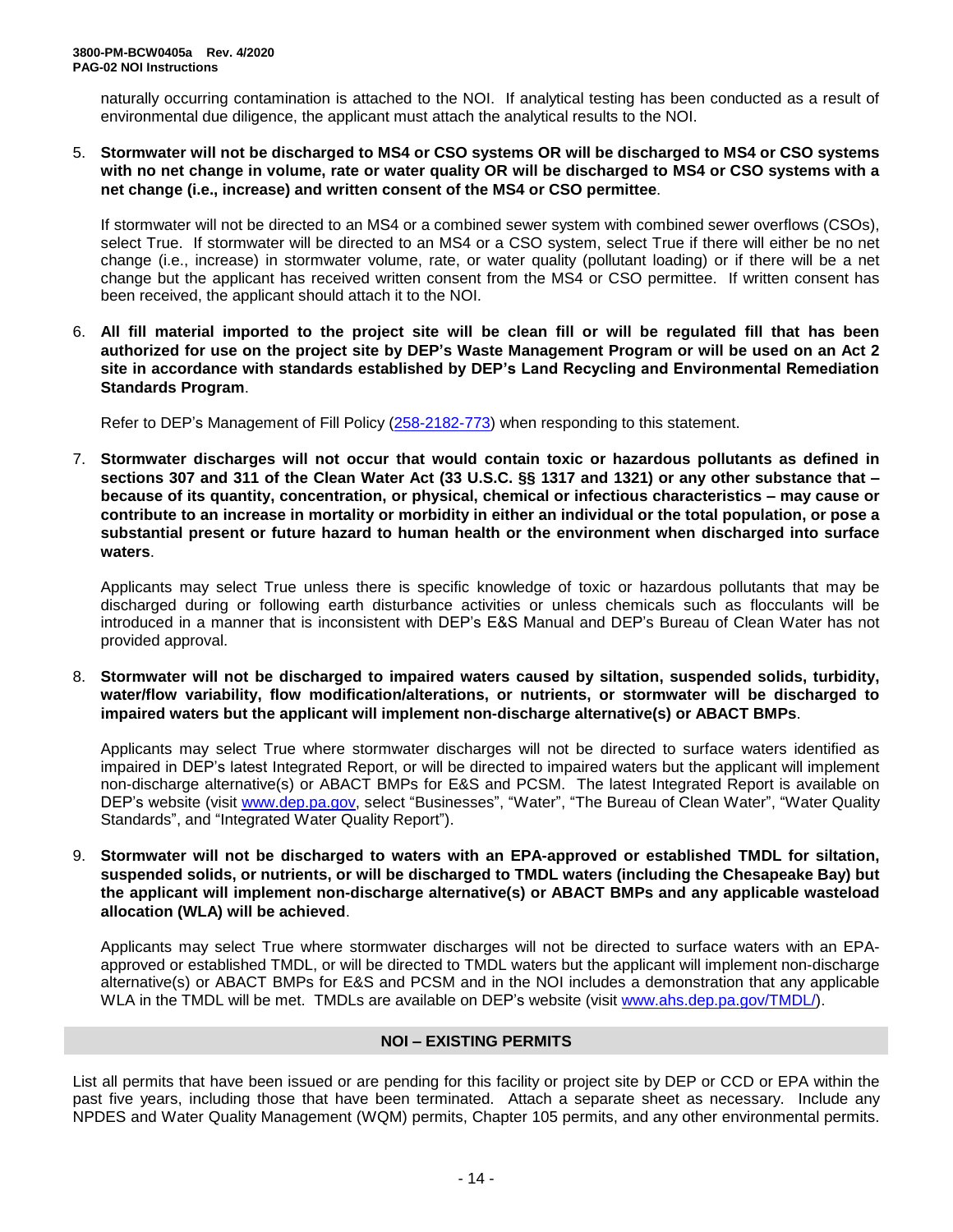naturally occurring contamination is attached to the NOI. If analytical testing has been conducted as a result of environmental due diligence, the applicant must attach the analytical results to the NOI.

5. **Stormwater will not be discharged to MS4 or CSO systems OR will be discharged to MS4 or CSO systems with no net change in volume, rate or water quality OR will be discharged to MS4 or CSO systems with a net change (i.e., increase) and written consent of the MS4 or CSO permittee**.

   If stormwater will not be directed to an MS4 or a combined sewer system with combined sewer overflows (CSOs), select True. If stormwater will be directed to an MS4 or a CSO system, select True if there will either be no net change (i.e., increase) in stormwater volume, rate, or water quality (pollutant loading) or if there will be a net change but the applicant has received written consent from the MS4 or CSO permittee. If written consent has been received, the applicant should attach it to the NOI.

6. **All fill material imported to the project site will be clean fill or will be regulated fill that has been authorized for use on the project site by DEP's Waste Management Program or will be used on an Act 2 site in accordance with standards established by DEP's Land Recycling and Environmental Remediation Standards Program**.

   Refer to DEP's Management of Fill Policy (258-2182-773) when responding to this statement.

7. **Stormwater discharges will not occur that would contain toxic or hazardous pollutants as defined in sections 307 and 311 of the Clean Water Act (33 U.S.C. §§ 1317 and 1321) or any other substance that – because of its quantity, concentration, or physical, chemical or infectious characteristics – may cause or contribute to an increase in mortality or morbidity in either an individual or the total population, or pose a substantial present or future hazard to human health or the environment when discharged into surface waters**.

   Applicants may select True unless there is specific knowledge of toxic or hazardous pollutants that may be discharged during or following earth disturbance activities or unless chemicals such as flocculants will be introduced in a manner that is inconsistent with DEP's E&S Manual and DEP's Bureau of Clean Water has not provided approval.

8. **Stormwater will not be discharged to impaired waters caused by siltation, suspended solids, turbidity, water/flow variability, flow modification/alterations, or nutrients, or stormwater will be discharged to impaired waters but the applicant will implement non-discharge alternative(s) or ABACT BMPs**.

   Applicants may select True where stormwater discharges will not be directed to surface waters identified as impaired in DEP's latest Integrated Report, or will be directed to impaired waters but the applicant will implement non-discharge alternative(s) or ABACT BMPs for E&S and PCSM. The latest Integrated Report is available on DEP's website (visit www.dep.pa.gov, select "Businesses", "Water", "The Bureau of Clean Water", "Water Quality Standards", and "Integrated Water Quality Report").

9. **Stormwater will not be discharged to waters with an EPA-approved or established TMDL for siltation, suspended solids, or nutrients, or will be discharged to TMDL waters (including the Chesapeake Bay) but the applicant will implement non-discharge alternative(s) or ABACT BMPs and any applicable wasteload allocation (WLA) will be achieved**.

   Applicants may select True where stormwater discharges will not be directed to surface waters with an EPA-approved or established TMDL, or will be directed to TMDL waters but the applicant will implement non-discharge alternative(s) or ABACT BMPs for E&S and PCSM and in the NOI includes a demonstration that any applicable WLA in the TMDL will be met. TMDLs are available on DEP's website (visit www.ahs.dep.pa.gov/TMDL/).

## NOI – EXISTING PERMITS

List all permits that have been issued or are pending for this facility or project site by DEP or CCD or EPA within the past five years, including those that have been terminated. Attach a separate sheet as necessary. Include any NPDES and Water Quality Management (WQM) permits, Chapter 105 permits, and any other environmental permits.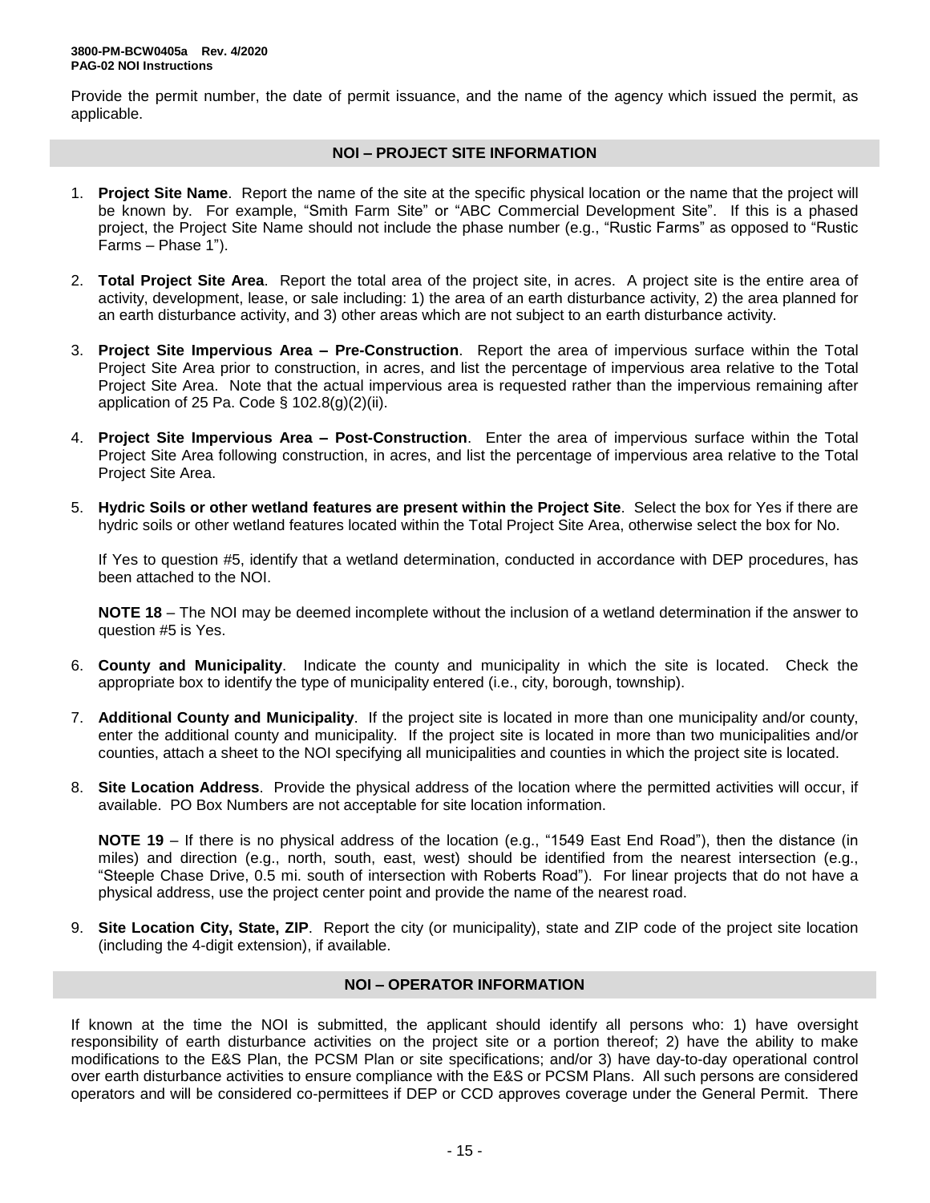Provide the permit number, the date of permit issuance, and the name of the agency which issued the permit, as applicable.

## NOI – PROJECT SITE INFORMATION

1. **Project Site Name**. Report the name of the site at the specific physical location or the name that the project will be known by. For example, "Smith Farm Site" or "ABC Commercial Development Site". If this is a phased project, the Project Site Name should not include the phase number (e.g., "Rustic Farms" as opposed to "Rustic Farms – Phase 1").

2. **Total Project Site Area**. Report the total area of the project site, in acres. A project site is the entire area of activity, development, lease, or sale including: 1) the area of an earth disturbance activity, 2) the area planned for an earth disturbance activity, and 3) other areas which are not subject to an earth disturbance activity.

3. **Project Site Impervious Area – Pre-Construction**. Report the area of impervious surface within the Total Project Site Area prior to construction, in acres, and list the percentage of impervious area relative to the Total Project Site Area. Note that the actual impervious area is requested rather than the impervious remaining after application of 25 Pa. Code § 102.8(g)(2)(ii).

4. **Project Site Impervious Area – Post-Construction**. Enter the area of impervious surface within the Total Project Site Area following construction, in acres, and list the percentage of impervious area relative to the Total Project Site Area.

5. **Hydric Soils or other wetland features are present within the Project Site**. Select the box for Yes if there are hydric soils or other wetland features located within the Total Project Site Area, otherwise select the box for No.

   If Yes to question #5, identify that a wetland determination, conducted in accordance with DEP procedures, has been attached to the NOI.

   **NOTE 18** – The NOI may be deemed incomplete without the inclusion of a wetland determination if the answer to question #5 is Yes.

6. **County and Municipality**. Indicate the county and municipality in which the site is located. Check the appropriate box to identify the type of municipality entered (i.e., city, borough, township).

7. **Additional County and Municipality**. If the project site is located in more than one municipality and/or county, enter the additional county and municipality. If the project site is located in more than two municipalities and/or counties, attach a sheet to the NOI specifying all municipalities and counties in which the project site is located.

8. **Site Location Address**. Provide the physical address of the location where the permitted activities will occur, if available. PO Box Numbers are not acceptable for site location information.

   **NOTE 19** – If there is no physical address of the location (e.g., "1549 East End Road"), then the distance (in miles) and direction (e.g., north, south, east, west) should be identified from the nearest intersection (e.g., "Steeple Chase Drive, 0.5 mi. south of intersection with Roberts Road"). For linear projects that do not have a physical address, use the project center point and provide the name of the nearest road.

9. **Site Location City, State, ZIP**. Report the city (or municipality), state and ZIP code of the project site location (including the 4-digit extension), if available.

## NOI – OPERATOR INFORMATION

If known at the time the NOI is submitted, the applicant should identify all persons who: 1) have oversight responsibility of earth disturbance activities on the project site or a portion thereof; 2) have the ability to make modifications to the E&S Plan, the PCSM Plan or site specifications; and/or 3) have day-to-day operational control over earth disturbance activities to ensure compliance with the E&S or PCSM Plans. All such persons are considered operators and will be considered co-permittees if DEP or CCD approves coverage under the General Permit. There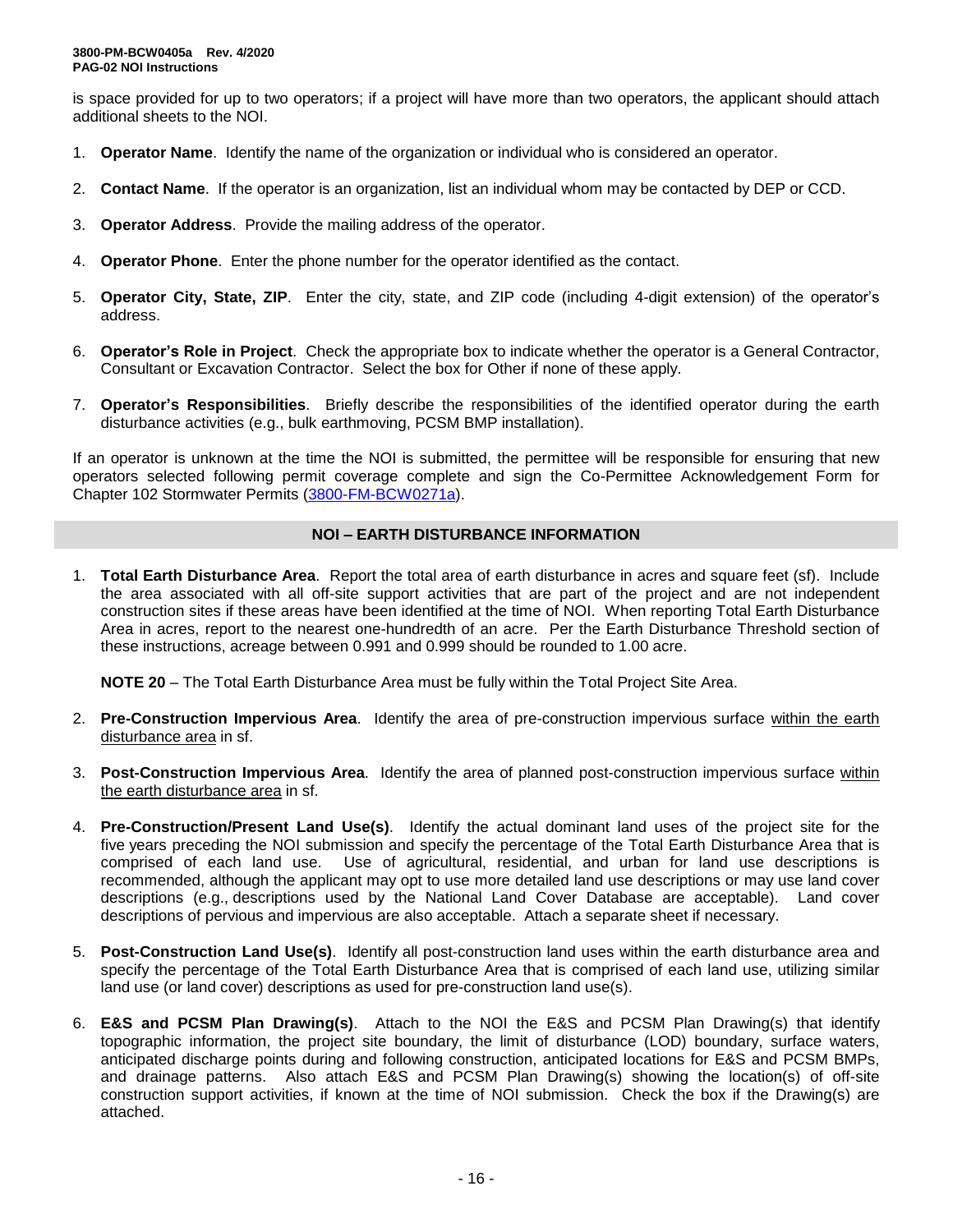is space provided for up to two operators; if a project will have more than two operators, the applicant should attach additional sheets to the NOI.

1. **Operator Name**. Identify the name of the organization or individual who is considered an operator.

2. **Contact Name**. If the operator is an organization, list an individual whom may be contacted by DEP or CCD.

3. **Operator Address**. Provide the mailing address of the operator.

4. **Operator Phone**. Enter the phone number for the operator identified as the contact.

5. **Operator City, State, ZIP**. Enter the city, state, and ZIP code (including 4-digit extension) of the operator's address.

6. **Operator's Role in Project**. Check the appropriate box to indicate whether the operator is a General Contractor, Consultant or Excavation Contractor. Select the box for Other if none of these apply.

7. **Operator's Responsibilities**. Briefly describe the responsibilities of the identified operator during the earth disturbance activities (e.g., bulk earthmoving, PCSM BMP installation).

If an operator is unknown at the time the NOI is submitted, the permittee will be responsible for ensuring that new operators selected following permit coverage complete and sign the Co-Permittee Acknowledgement Form for Chapter 102 Stormwater Permits (3800-FM-BCW0271a).

## NOI – EARTH DISTURBANCE INFORMATION

1. **Total Earth Disturbance Area**. Report the total area of earth disturbance in acres and square feet (sf). Include the area associated with all off-site support activities that are part of the project and are not independent construction sites if these areas have been identified at the time of NOI. When reporting Total Earth Disturbance Area in acres, report to the nearest one-hundredth of an acre. Per the Earth Disturbance Threshold section of these instructions, acreage between 0.991 and 0.999 should be rounded to 1.00 acre.

   **NOTE 20** – The Total Earth Disturbance Area must be fully within the Total Project Site Area.

2. **Pre-Construction Impervious Area**. Identify the area of pre-construction impervious surface within the earth disturbance area in sf.

3. **Post-Construction Impervious Area**. Identify the area of planned post-construction impervious surface within the earth disturbance area in sf.

4. **Pre-Construction/Present Land Use(s)**. Identify the actual dominant land uses of the project site for the five years preceding the NOI submission and specify the percentage of the Total Earth Disturbance Area that is comprised of each land use. Use of agricultural, residential, and urban for land use descriptions is recommended, although the applicant may opt to use more detailed land use descriptions or may use land cover descriptions (e.g., descriptions used by the National Land Cover Database are acceptable). Land cover descriptions of pervious and impervious are also acceptable. Attach a separate sheet if necessary.

5. **Post-Construction Land Use(s)**. Identify all post-construction land uses within the earth disturbance area and specify the percentage of the Total Earth Disturbance Area that is comprised of each land use, utilizing similar land use (or land cover) descriptions as used for pre-construction land use(s).

6. **E&S and PCSM Plan Drawing(s)**. Attach to the NOI the E&S and PCSM Plan Drawing(s) that identify topographic information, the project site boundary, the limit of disturbance (LOD) boundary, surface waters, anticipated discharge points during and following construction, anticipated locations for E&S and PCSM BMPs, and drainage patterns. Also attach E&S and PCSM Plan Drawing(s) showing the location(s) of off-site construction support activities, if known at the time of NOI submission. Check the box if the Drawing(s) are attached.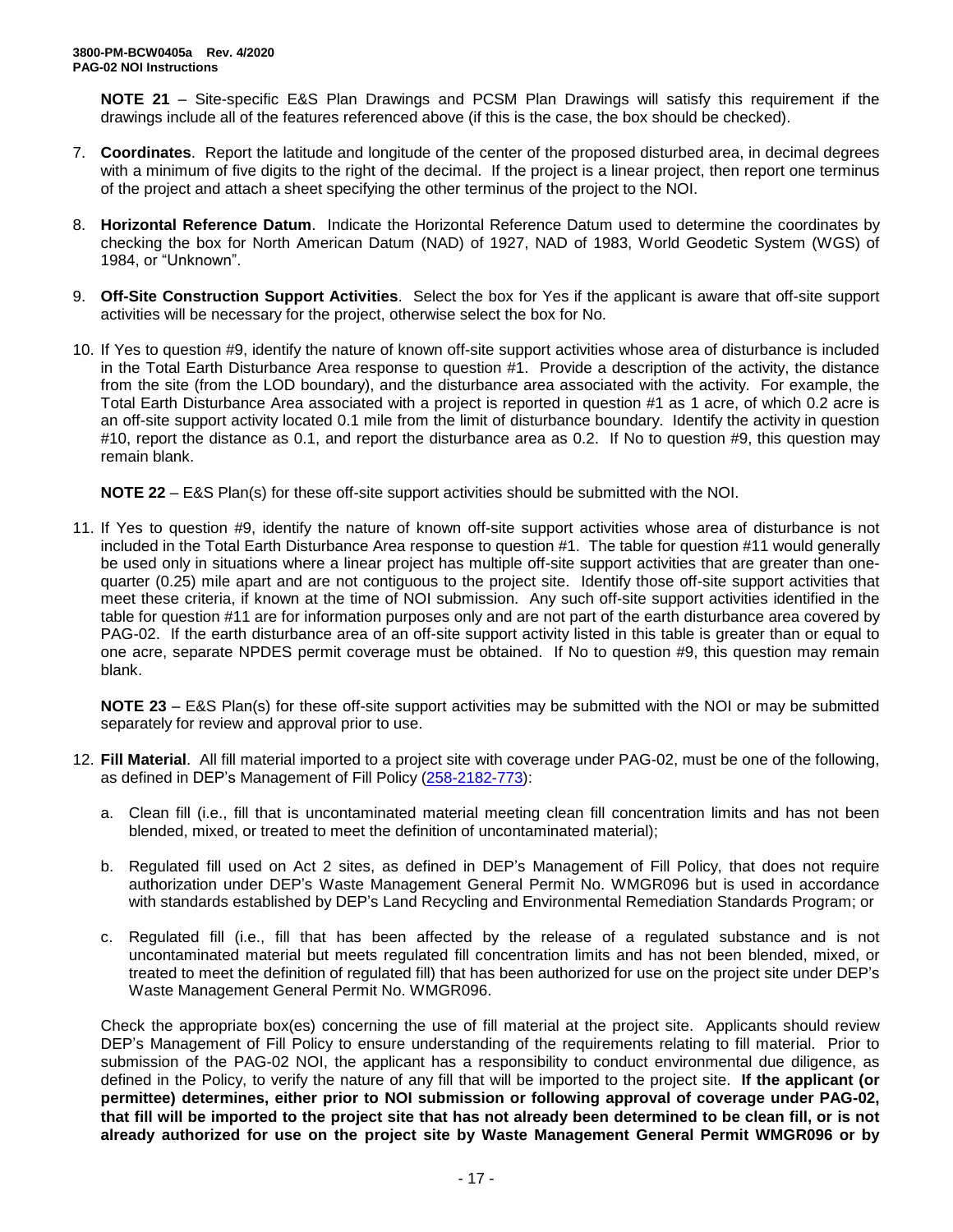**NOTE 21** – Site-specific E&S Plan Drawings and PCSM Plan Drawings will satisfy this requirement if the drawings include all of the features referenced above (if this is the case, the box should be checked).

7. **Coordinates**. Report the latitude and longitude of the center of the proposed disturbed area, in decimal degrees with a minimum of five digits to the right of the decimal. If the project is a linear project, then report one terminus of the project and attach a sheet specifying the other terminus of the project to the NOI.

8. **Horizontal Reference Datum**. Indicate the Horizontal Reference Datum used to determine the coordinates by checking the box for North American Datum (NAD) of 1927, NAD of 1983, World Geodetic System (WGS) of 1984, or "Unknown".

9. **Off-Site Construction Support Activities**. Select the box for Yes if the applicant is aware that off-site support activities will be necessary for the project, otherwise select the box for No.

10. If Yes to question #9, identify the nature of known off-site support activities whose area of disturbance is included in the Total Earth Disturbance Area response to question #1. Provide a description of the activity, the distance from the site (from the LOD boundary), and the disturbance area associated with the activity. For example, the Total Earth Disturbance Area associated with a project is reported in question #1 as 1 acre, of which 0.2 acre is an off-site support activity located 0.1 mile from the limit of disturbance boundary. Identify the activity in question #10, report the distance as 0.1, and report the disturbance area as 0.2. If No to question #9, this question may remain blank.

   **NOTE 22** – E&S Plan(s) for these off-site support activities should be submitted with the NOI.

11. If Yes to question #9, identify the nature of known off-site support activities whose area of disturbance is not included in the Total Earth Disturbance Area response to question #1. The table for question #11 would generally be used only in situations where a linear project has multiple off-site support activities that are greater than one-quarter (0.25) mile apart and are not contiguous to the project site. Identify those off-site support activities that meet these criteria, if known at the time of NOI submission. Any such off-site support activities identified in the table for question #11 are for information purposes only and are not part of the earth disturbance area covered by PAG-02. If the earth disturbance area of an off-site support activity listed in this table is greater than or equal to one acre, separate NPDES permit coverage must be obtained. If No to question #9, this question may remain blank.

   **NOTE 23** – E&S Plan(s) for these off-site support activities may be submitted with the NOI or may be submitted separately for review and approval prior to use.

12. **Fill Material**. All fill material imported to a project site with coverage under PAG-02, must be one of the following, as defined in DEP's Management of Fill Policy (258-2182-773):

    a. Clean fill (i.e., fill that is uncontaminated material meeting clean fill concentration limits and has not been blended, mixed, or treated to meet the definition of uncontaminated material);

    b. Regulated fill used on Act 2 sites, as defined in DEP's Management of Fill Policy, that does not require authorization under DEP's Waste Management General Permit No. WMGR096 but is used in accordance with standards established by DEP's Land Recycling and Environmental Remediation Standards Program; or

    c. Regulated fill (i.e., fill that has been affected by the release of a regulated substance and is not uncontaminated material but meets regulated fill concentration limits and has not been blended, mixed, or treated to meet the definition of regulated fill) that has been authorized for use on the project site under DEP's Waste Management General Permit No. WMGR096.

   Check the appropriate box(es) concerning the use of fill material at the project site. Applicants should review DEP's Management of Fill Policy to ensure understanding of the requirements relating to fill material. Prior to submission of the PAG-02 NOI, the applicant has a responsibility to conduct environmental due diligence, as defined in the Policy, to verify the nature of any fill that will be imported to the project site. **If the applicant (or permittee) determines, either prior to NOI submission or following approval of coverage under PAG-02, that fill will be imported to the project site that has not already been determined to be clean fill, or is not already authorized for use on the project site by Waste Management General Permit WMGR096 or by**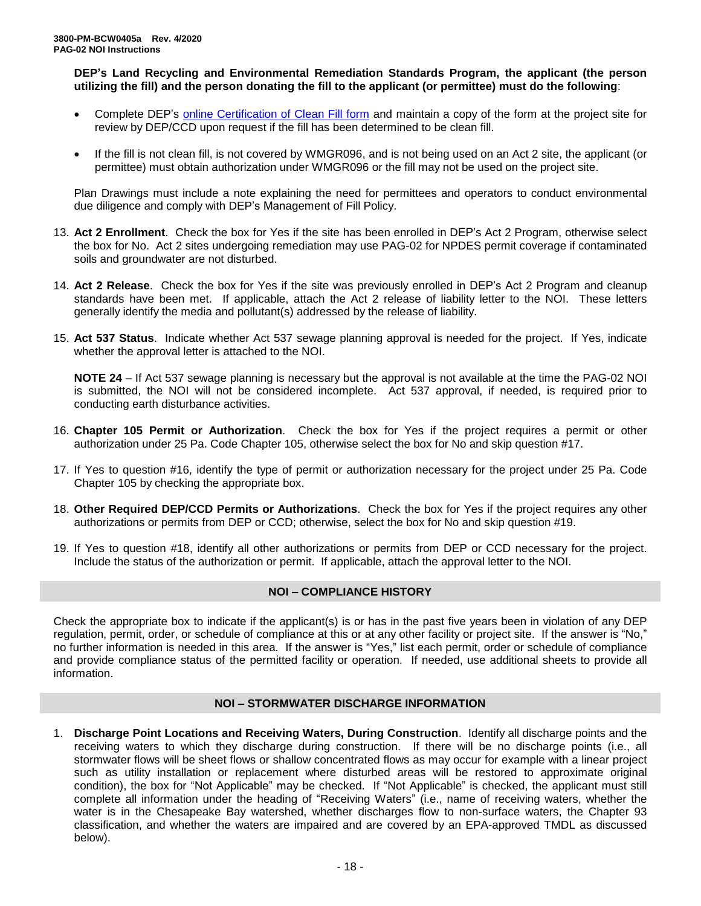**DEP's Land Recycling and Environmental Remediation Standards Program, the applicant (the person utilizing the fill) and the person donating the fill to the applicant (or permittee) must do the following**:

- Complete DEP's online Certification of Clean Fill form and maintain a copy of the form at the project site for review by DEP/CCD upon request if the fill has been determined to be clean fill.
- If the fill is not clean fill, is not covered by WMGR096, and is not being used on an Act 2 site, the applicant (or permittee) must obtain authorization under WMGR096 or the fill may not be used on the project site.

Plan Drawings must include a note explaining the need for permittees and operators to conduct environmental due diligence and comply with DEP's Management of Fill Policy.

13. **Act 2 Enrollment**. Check the box for Yes if the site has been enrolled in DEP's Act 2 Program, otherwise select the box for No. Act 2 sites undergoing remediation may use PAG-02 for NPDES permit coverage if contaminated soils and groundwater are not disturbed.

14. **Act 2 Release**. Check the box for Yes if the site was previously enrolled in DEP's Act 2 Program and cleanup standards have been met. If applicable, attach the Act 2 release of liability letter to the NOI. These letters generally identify the media and pollutant(s) addressed by the release of liability.

15. **Act 537 Status**. Indicate whether Act 537 sewage planning approval is needed for the project. If Yes, indicate whether the approval letter is attached to the NOI.

    **NOTE 24** – If Act 537 sewage planning is necessary but the approval is not available at the time the PAG-02 NOI is submitted, the NOI will not be considered incomplete. Act 537 approval, if needed, is required prior to conducting earth disturbance activities.

16. **Chapter 105 Permit or Authorization**. Check the box for Yes if the project requires a permit or other authorization under 25 Pa. Code Chapter 105, otherwise select the box for No and skip question #17.

17. If Yes to question #16, identify the type of permit or authorization necessary for the project under 25 Pa. Code Chapter 105 by checking the appropriate box.

18. **Other Required DEP/CCD Permits or Authorizations**. Check the box for Yes if the project requires any other authorizations or permits from DEP or CCD; otherwise, select the box for No and skip question #19.

19. If Yes to question #18, identify all other authorizations or permits from DEP or CCD necessary for the project. Include the status of the authorization or permit. If applicable, attach the approval letter to the NOI.

## NOI – COMPLIANCE HISTORY

Check the appropriate box to indicate if the applicant(s) is or has in the past five years been in violation of any DEP regulation, permit, order, or schedule of compliance at this or at any other facility or project site. If the answer is "No," no further information is needed in this area. If the answer is "Yes," list each permit, order or schedule of compliance and provide compliance status of the permitted facility or operation. If needed, use additional sheets to provide all information.

## NOI – STORMWATER DISCHARGE INFORMATION

1. **Discharge Point Locations and Receiving Waters, During Construction**. Identify all discharge points and the receiving waters to which they discharge during construction. If there will be no discharge points (i.e., all stormwater flows will be sheet flows or shallow concentrated flows as may occur for example with a linear project such as utility installation or replacement where disturbed areas will be restored to approximate original condition), the box for "Not Applicable" may be checked. If "Not Applicable" is checked, the applicant must still complete all information under the heading of "Receiving Waters" (i.e., name of receiving waters, whether the water is in the Chesapeake Bay watershed, whether discharges flow to non-surface waters, the Chapter 93 classification, and whether the waters are impaired and are covered by an EPA-approved TMDL as discussed below).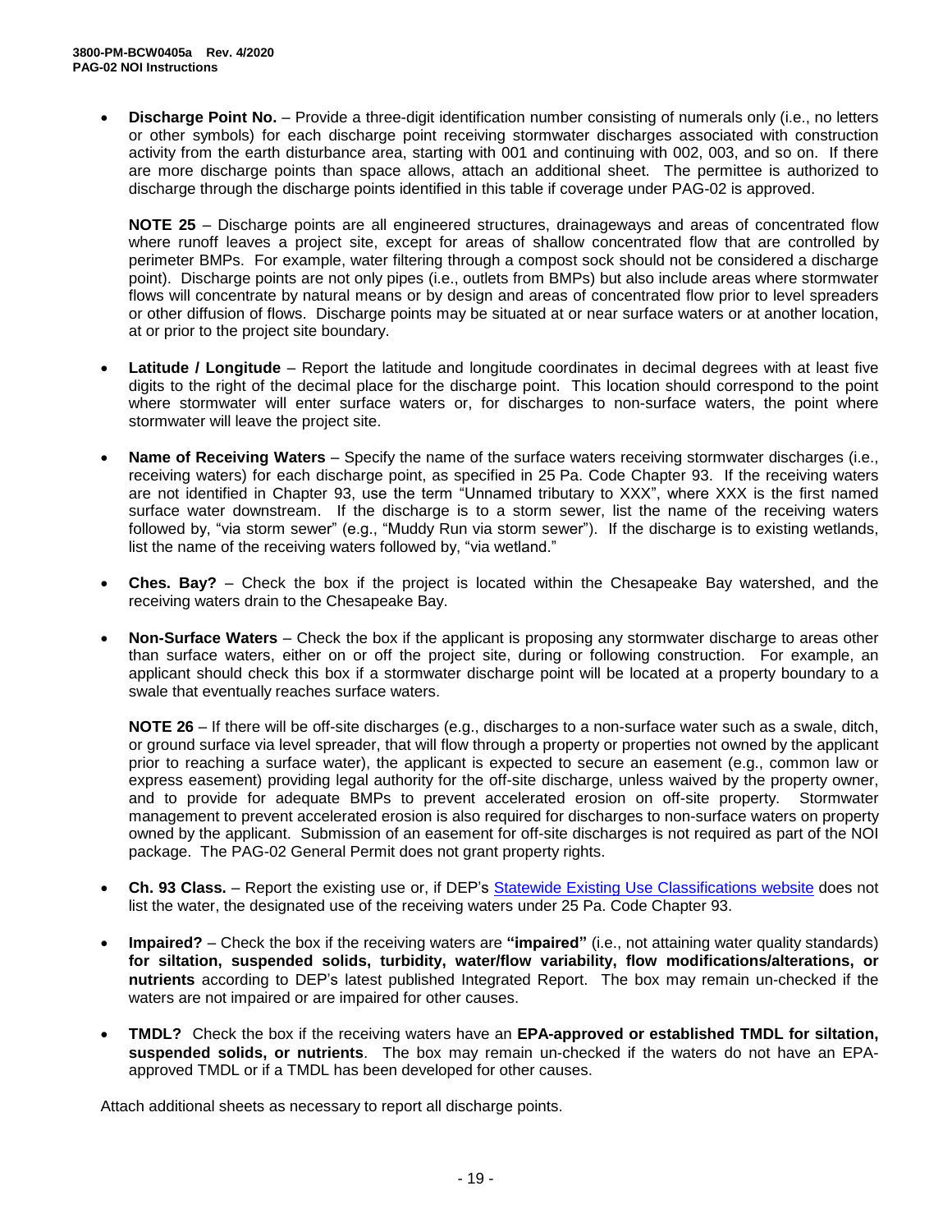- **Discharge Point No.** – Provide a three-digit identification number consisting of numerals only (i.e., no letters or other symbols) for each discharge point receiving stormwater discharges associated with construction activity from the earth disturbance area, starting with 001 and continuing with 002, 003, and so on. If there are more discharge points than space allows, attach an additional sheet. The permittee is authorized to discharge through the discharge points identified in this table if coverage under PAG-02 is approved.

  **NOTE 25** – Discharge points are all engineered structures, drainageways and areas of concentrated flow where runoff leaves a project site, except for areas of shallow concentrated flow that are controlled by perimeter BMPs. For example, water filtering through a compost sock should not be considered a discharge point). Discharge points are not only pipes (i.e., outlets from BMPs) but also include areas where stormwater flows will concentrate by natural means or by design and areas of concentrated flow prior to level spreaders or other diffusion of flows. Discharge points may be situated at or near surface waters or at another location, at or prior to the project site boundary.

- **Latitude / Longitude** – Report the latitude and longitude coordinates in decimal degrees with at least five digits to the right of the decimal place for the discharge point. This location should correspond to the point where stormwater will enter surface waters or, for discharges to non-surface waters, the point where stormwater will leave the project site.

- **Name of Receiving Waters** – Specify the name of the surface waters receiving stormwater discharges (i.e., receiving waters) for each discharge point, as specified in 25 Pa. Code Chapter 93. If the receiving waters are not identified in Chapter 93, use the term "Unnamed tributary to XXX", where XXX is the first named surface water downstream. If the discharge is to a storm sewer, list the name of the receiving waters followed by, "via storm sewer" (e.g., "Muddy Run via storm sewer"). If the discharge is to existing wetlands, list the name of the receiving waters followed by, "via wetland."

- **Ches. Bay?** – Check the box if the project is located within the Chesapeake Bay watershed, and the receiving waters drain to the Chesapeake Bay.

- **Non-Surface Waters** – Check the box if the applicant is proposing any stormwater discharge to areas other than surface waters, either on or off the project site, during or following construction. For example, an applicant should check this box if a stormwater discharge point will be located at a property boundary to a swale that eventually reaches surface waters.

  **NOTE 26** – If there will be off-site discharges (e.g., discharges to a non-surface water such as a swale, ditch, or ground surface via level spreader, that will flow through a property or properties not owned by the applicant prior to reaching a surface water), the applicant is expected to secure an easement (e.g., common law or express easement) providing legal authority for the off-site discharge, unless waived by the property owner, and to provide for adequate BMPs to prevent accelerated erosion on off-site property. Stormwater management to prevent accelerated erosion is also required for discharges to non-surface waters on property owned by the applicant. Submission of an easement for off-site discharges is not required as part of the NOI package. The PAG-02 General Permit does not grant property rights.

- **Ch. 93 Class.** – Report the existing use or, if DEP's Statewide Existing Use Classifications website does not list the water, the designated use of the receiving waters under 25 Pa. Code Chapter 93.

- **Impaired?** – Check the box if the receiving waters are **"impaired"** (i.e., not attaining water quality standards) **for siltation, suspended solids, turbidity, water/flow variability, flow modifications/alterations, or nutrients** according to DEP's latest published Integrated Report. The box may remain un-checked if the waters are not impaired or are impaired for other causes.

- **TMDL?** Check the box if the receiving waters have an **EPA-approved or established TMDL for siltation, suspended solids, or nutrients**. The box may remain un-checked if the waters do not have an EPA-approved TMDL or if a TMDL has been developed for other causes.

Attach additional sheets as necessary to report all discharge points.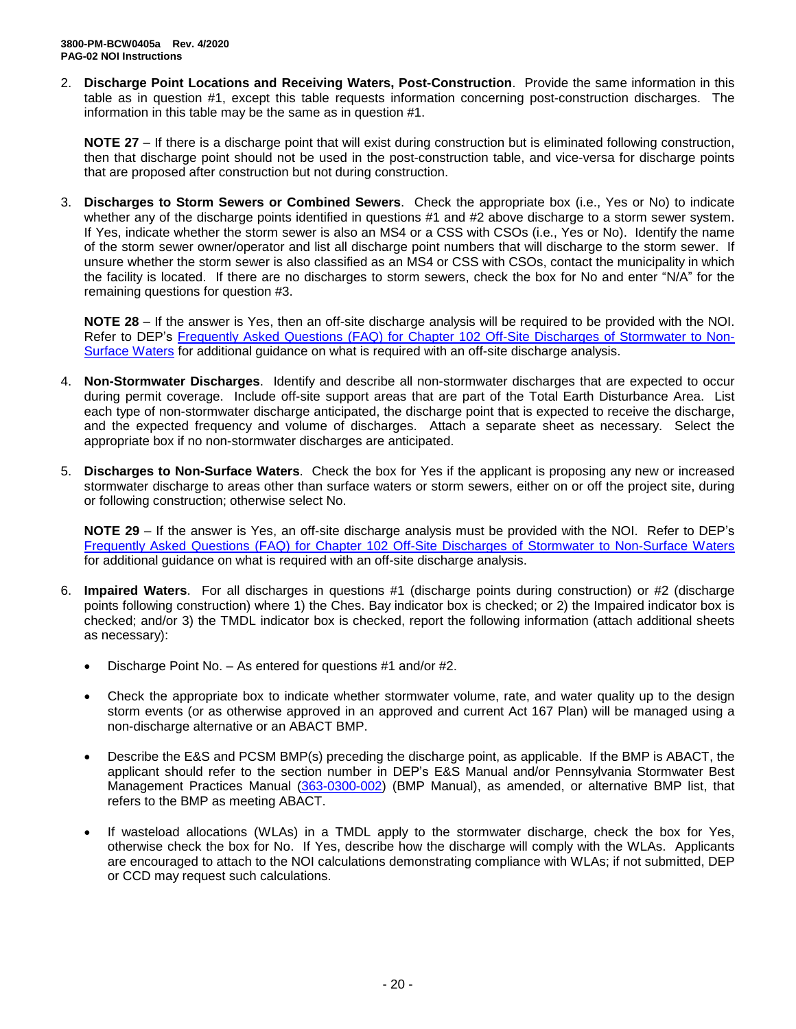2. **Discharge Point Locations and Receiving Waters, Post-Construction**. Provide the same information in this table as in question #1, except this table requests information concerning post-construction discharges. The information in this table may be the same as in question #1.

   **NOTE 27** – If there is a discharge point that will exist during construction but is eliminated following construction, then that discharge point should not be used in the post-construction table, and vice-versa for discharge points that are proposed after construction but not during construction.

3. **Discharges to Storm Sewers or Combined Sewers**. Check the appropriate box (i.e., Yes or No) to indicate whether any of the discharge points identified in questions #1 and #2 above discharge to a storm sewer system. If Yes, indicate whether the storm sewer is also an MS4 or a CSS with CSOs (i.e., Yes or No). Identify the name of the storm sewer owner/operator and list all discharge point numbers that will discharge to the storm sewer. If unsure whether the storm sewer is also classified as an MS4 or CSS with CSOs, contact the municipality in which the facility is located. If there are no discharges to storm sewers, check the box for No and enter "N/A" for the remaining questions for question #3.

   **NOTE 28** – If the answer is Yes, then an off-site discharge analysis will be required to be provided with the NOI. Refer to DEP's Frequently Asked Questions (FAQ) for Chapter 102 Off-Site Discharges of Stormwater to Non-Surface Waters for additional guidance on what is required with an off-site discharge analysis.

4. **Non-Stormwater Discharges**. Identify and describe all non-stormwater discharges that are expected to occur during permit coverage. Include off-site support areas that are part of the Total Earth Disturbance Area. List each type of non-stormwater discharge anticipated, the discharge point that is expected to receive the discharge, and the expected frequency and volume of discharges. Attach a separate sheet as necessary. Select the appropriate box if no non-stormwater discharges are anticipated.

5. **Discharges to Non-Surface Waters**. Check the box for Yes if the applicant is proposing any new or increased stormwater discharge to areas other than surface waters or storm sewers, either on or off the project site, during or following construction; otherwise select No.

   **NOTE 29** – If the answer is Yes, an off-site discharge analysis must be provided with the NOI. Refer to DEP's Frequently Asked Questions (FAQ) for Chapter 102 Off-Site Discharges of Stormwater to Non-Surface Waters for additional guidance on what is required with an off-site discharge analysis.

6. **Impaired Waters**. For all discharges in questions #1 (discharge points during construction) or #2 (discharge points following construction) where 1) the Ches. Bay indicator box is checked; or 2) the Impaired indicator box is checked; and/or 3) the TMDL indicator box is checked, report the following information (attach additional sheets as necessary):

   - Discharge Point No. – As entered for questions #1 and/or #2.
   - Check the appropriate box to indicate whether stormwater volume, rate, and water quality up to the design storm events (or as otherwise approved in an approved and current Act 167 Plan) will be managed using a non-discharge alternative or an ABACT BMP.
   - Describe the E&S and PCSM BMP(s) preceding the discharge point, as applicable. If the BMP is ABACT, the applicant should refer to the section number in DEP's E&S Manual and/or Pennsylvania Stormwater Best Management Practices Manual (363-0300-002) (BMP Manual), as amended, or alternative BMP list, that refers to the BMP as meeting ABACT.
   - If wasteload allocations (WLAs) in a TMDL apply to the stormwater discharge, check the box for Yes, otherwise check the box for No. If Yes, describe how the discharge will comply with the WLAs. Applicants are encouraged to attach to the NOI calculations demonstrating compliance with WLAs; if not submitted, DEP or CCD may request such calculations.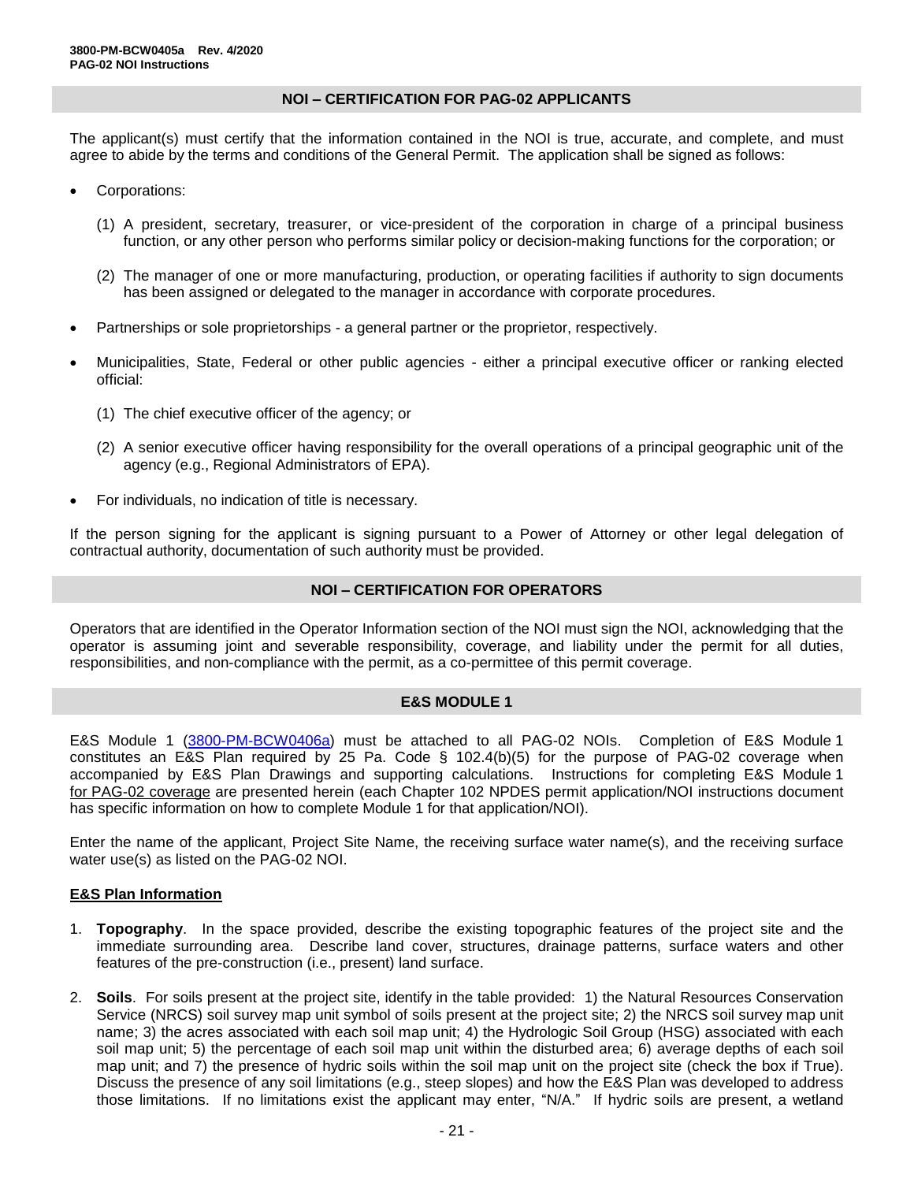## NOI – CERTIFICATION FOR PAG-02 APPLICANTS

The applicant(s) must certify that the information contained in the NOI is true, accurate, and complete, and must agree to abide by the terms and conditions of the General Permit. The application shall be signed as follows:

- Corporations:

  (1) A president, secretary, treasurer, or vice-president of the corporation in charge of a principal business function, or any other person who performs similar policy or decision-making functions for the corporation; or

  (2) The manager of one or more manufacturing, production, or operating facilities if authority to sign documents has been assigned or delegated to the manager in accordance with corporate procedures.

- Partnerships or sole proprietorships - a general partner or the proprietor, respectively.

- Municipalities, State, Federal or other public agencies - either a principal executive officer or ranking elected official:

  (1) The chief executive officer of the agency; or

  (2) A senior executive officer having responsibility for the overall operations of a principal geographic unit of the agency (e.g., Regional Administrators of EPA).

- For individuals, no indication of title is necessary.

If the person signing for the applicant is signing pursuant to a Power of Attorney or other legal delegation of contractual authority, documentation of such authority must be provided.

## NOI – CERTIFICATION FOR OPERATORS

Operators that are identified in the Operator Information section of the NOI must sign the NOI, acknowledging that the operator is assuming joint and severable responsibility, coverage, and liability under the permit for all duties, responsibilities, and non-compliance with the permit, as a co-permittee of this permit coverage.

## E&S MODULE 1

E&S Module 1 (3800-PM-BCW0406a) must be attached to all PAG-02 NOIs. Completion of E&S Module 1 constitutes an E&S Plan required by 25 Pa. Code § 102.4(b)(5) for the purpose of PAG-02 coverage when accompanied by E&S Plan Drawings and supporting calculations. Instructions for completing E&S Module 1 for PAG-02 coverage are presented herein (each Chapter 102 NPDES permit application/NOI instructions document has specific information on how to complete Module 1 for that application/NOI).

Enter the name of the applicant, Project Site Name, the receiving surface water name(s), and the receiving surface water use(s) as listed on the PAG-02 NOI.

**E&S Plan Information**

1. **Topography**. In the space provided, describe the existing topographic features of the project site and the immediate surrounding area. Describe land cover, structures, drainage patterns, surface waters and other features of the pre-construction (i.e., present) land surface.

2. **Soils**. For soils present at the project site, identify in the table provided: 1) the Natural Resources Conservation Service (NRCS) soil survey map unit symbol of soils present at the project site; 2) the NRCS soil survey map unit name; 3) the acres associated with each soil map unit; 4) the Hydrologic Soil Group (HSG) associated with each soil map unit; 5) the percentage of each soil map unit within the disturbed area; 6) average depths of each soil map unit; and 7) the presence of hydric soils within the soil map unit on the project site (check the box if True). Discuss the presence of any soil limitations (e.g., steep slopes) and how the E&S Plan was developed to address those limitations. If no limitations exist the applicant may enter, "N/A." If hydric soils are present, a wetland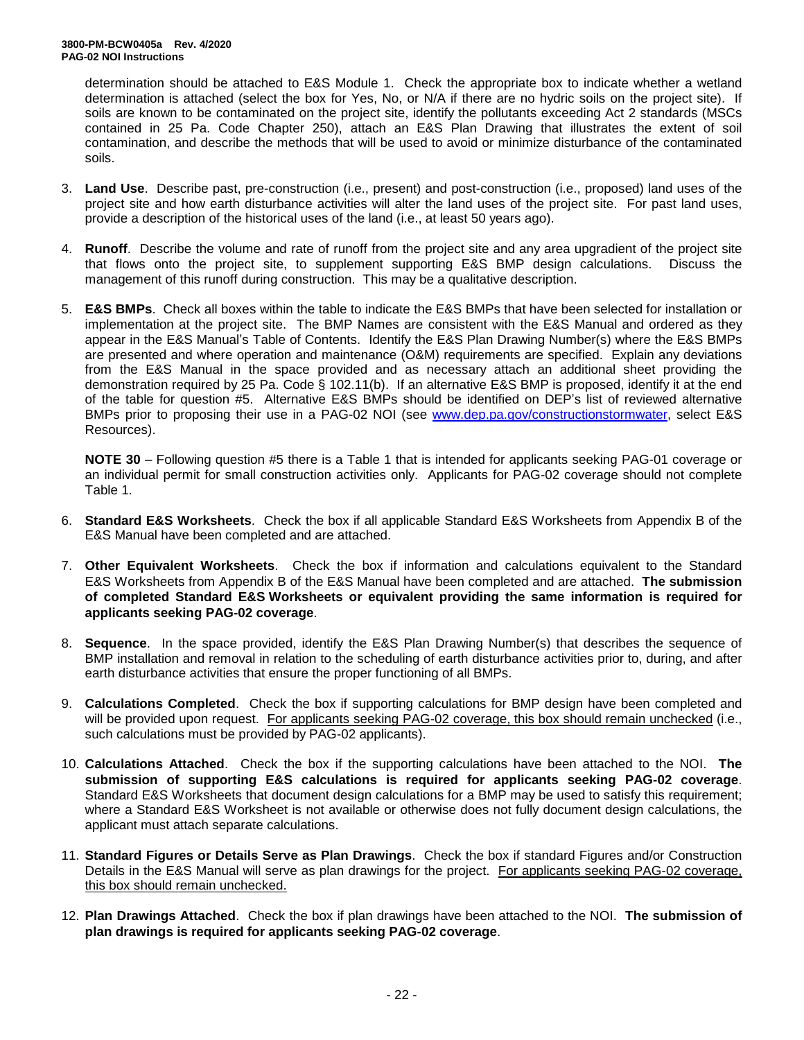determination should be attached to E&S Module 1. Check the appropriate box to indicate whether a wetland determination is attached (select the box for Yes, No, or N/A if there are no hydric soils on the project site). If soils are known to be contaminated on the project site, identify the pollutants exceeding Act 2 standards (MSCs contained in 25 Pa. Code Chapter 250), attach an E&S Plan Drawing that illustrates the extent of soil contamination, and describe the methods that will be used to avoid or minimize disturbance of the contaminated soils.

3. **Land Use**. Describe past, pre-construction (i.e., present) and post-construction (i.e., proposed) land uses of the project site and how earth disturbance activities will alter the land uses of the project site. For past land uses, provide a description of the historical uses of the land (i.e., at least 50 years ago).

4. **Runoff**. Describe the volume and rate of runoff from the project site and any area upgradient of the project site that flows onto the project site, to supplement supporting E&S BMP design calculations. Discuss the management of this runoff during construction. This may be a qualitative description.

5. **E&S BMPs**. Check all boxes within the table to indicate the E&S BMPs that have been selected for installation or implementation at the project site. The BMP Names are consistent with the E&S Manual and ordered as they appear in the E&S Manual's Table of Contents. Identify the E&S Plan Drawing Number(s) where the E&S BMPs are presented and where operation and maintenance (O&M) requirements are specified. Explain any deviations from the E&S Manual in the space provided and as necessary attach an additional sheet providing the demonstration required by 25 Pa. Code § 102.11(b). If an alternative E&S BMP is proposed, identify it at the end of the table for question #5. Alternative E&S BMPs should be identified on DEP's list of reviewed alternative BMPs prior to proposing their use in a PAG-02 NOI (see www.dep.pa.gov/constructionstormwater, select E&S Resources).

   **NOTE 30** – Following question #5 there is a Table 1 that is intended for applicants seeking PAG-01 coverage or an individual permit for small construction activities only. Applicants for PAG-02 coverage should not complete Table 1.

6. **Standard E&S Worksheets**. Check the box if all applicable Standard E&S Worksheets from Appendix B of the E&S Manual have been completed and are attached.

7. **Other Equivalent Worksheets**. Check the box if information and calculations equivalent to the Standard E&S Worksheets from Appendix B of the E&S Manual have been completed and are attached. **The submission of completed Standard E&S Worksheets or equivalent providing the same information is required for applicants seeking PAG-02 coverage**.

8. **Sequence**. In the space provided, identify the E&S Plan Drawing Number(s) that describes the sequence of BMP installation and removal in relation to the scheduling of earth disturbance activities prior to, during, and after earth disturbance activities that ensure the proper functioning of all BMPs.

9. **Calculations Completed**. Check the box if supporting calculations for BMP design have been completed and will be provided upon request. For applicants seeking PAG-02 coverage, this box should remain unchecked (i.e., such calculations must be provided by PAG-02 applicants).

10. **Calculations Attached**. Check the box if the supporting calculations have been attached to the NOI. **The submission of supporting E&S calculations is required for applicants seeking PAG-02 coverage**. Standard E&S Worksheets that document design calculations for a BMP may be used to satisfy this requirement; where a Standard E&S Worksheet is not available or otherwise does not fully document design calculations, the applicant must attach separate calculations.

11. **Standard Figures or Details Serve as Plan Drawings**. Check the box if standard Figures and/or Construction Details in the E&S Manual will serve as plan drawings for the project. For applicants seeking PAG-02 coverage, this box should remain unchecked.

12. **Plan Drawings Attached**. Check the box if plan drawings have been attached to the NOI. **The submission of plan drawings is required for applicants seeking PAG-02 coverage**.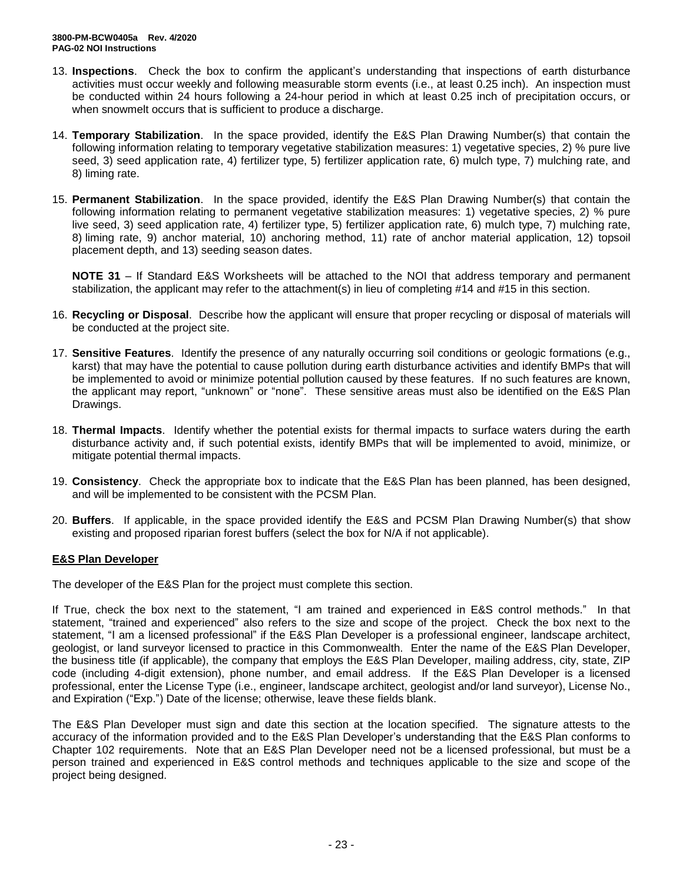13. **Inspections**. Check the box to confirm the applicant's understanding that inspections of earth disturbance activities must occur weekly and following measurable storm events (i.e., at least 0.25 inch). An inspection must be conducted within 24 hours following a 24-hour period in which at least 0.25 inch of precipitation occurs, or when snowmelt occurs that is sufficient to produce a discharge.

14. **Temporary Stabilization**. In the space provided, identify the E&S Plan Drawing Number(s) that contain the following information relating to temporary vegetative stabilization measures: 1) vegetative species, 2) % pure live seed, 3) seed application rate, 4) fertilizer type, 5) fertilizer application rate, 6) mulch type, 7) mulching rate, and 8) liming rate.

15. **Permanent Stabilization**. In the space provided, identify the E&S Plan Drawing Number(s) that contain the following information relating to permanent vegetative stabilization measures: 1) vegetative species, 2) % pure live seed, 3) seed application rate, 4) fertilizer type, 5) fertilizer application rate, 6) mulch type, 7) mulching rate, 8) liming rate, 9) anchor material, 10) anchoring method, 11) rate of anchor material application, 12) topsoil placement depth, and 13) seeding season dates.

    **NOTE 31** – If Standard E&S Worksheets will be attached to the NOI that address temporary and permanent stabilization, the applicant may refer to the attachment(s) in lieu of completing #14 and #15 in this section.

16. **Recycling or Disposal**. Describe how the applicant will ensure that proper recycling or disposal of materials will be conducted at the project site.

17. **Sensitive Features**. Identify the presence of any naturally occurring soil conditions or geologic formations (e.g., karst) that may have the potential to cause pollution during earth disturbance activities and identify BMPs that will be implemented to avoid or minimize potential pollution caused by these features. If no such features are known, the applicant may report, "unknown" or "none". These sensitive areas must also be identified on the E&S Plan Drawings.

18. **Thermal Impacts**. Identify whether the potential exists for thermal impacts to surface waters during the earth disturbance activity and, if such potential exists, identify BMPs that will be implemented to avoid, minimize, or mitigate potential thermal impacts.

19. **Consistency**. Check the appropriate box to indicate that the E&S Plan has been planned, has been designed, and will be implemented to be consistent with the PCSM Plan.

20. **Buffers**. If applicable, in the space provided identify the E&S and PCSM Plan Drawing Number(s) that show existing and proposed riparian forest buffers (select the box for N/A if not applicable).

**E&S Plan Developer**

The developer of the E&S Plan for the project must complete this section.

If True, check the box next to the statement, "I am trained and experienced in E&S control methods." In that statement, "trained and experienced" also refers to the size and scope of the project. Check the box next to the statement, "I am a licensed professional" if the E&S Plan Developer is a professional engineer, landscape architect, geologist, or land surveyor licensed to practice in this Commonwealth. Enter the name of the E&S Plan Developer, the business title (if applicable), the company that employs the E&S Plan Developer, mailing address, city, state, ZIP code (including 4-digit extension), phone number, and email address. If the E&S Plan Developer is a licensed professional, enter the License Type (i.e., engineer, landscape architect, geologist and/or land surveyor), License No., and Expiration ("Exp.") Date of the license; otherwise, leave these fields blank.

The E&S Plan Developer must sign and date this section at the location specified. The signature attests to the accuracy of the information provided and to the E&S Plan Developer's understanding that the E&S Plan conforms to Chapter 102 requirements. Note that an E&S Plan Developer need not be a licensed professional, but must be a person trained and experienced in E&S control methods and techniques applicable to the size and scope of the project being designed.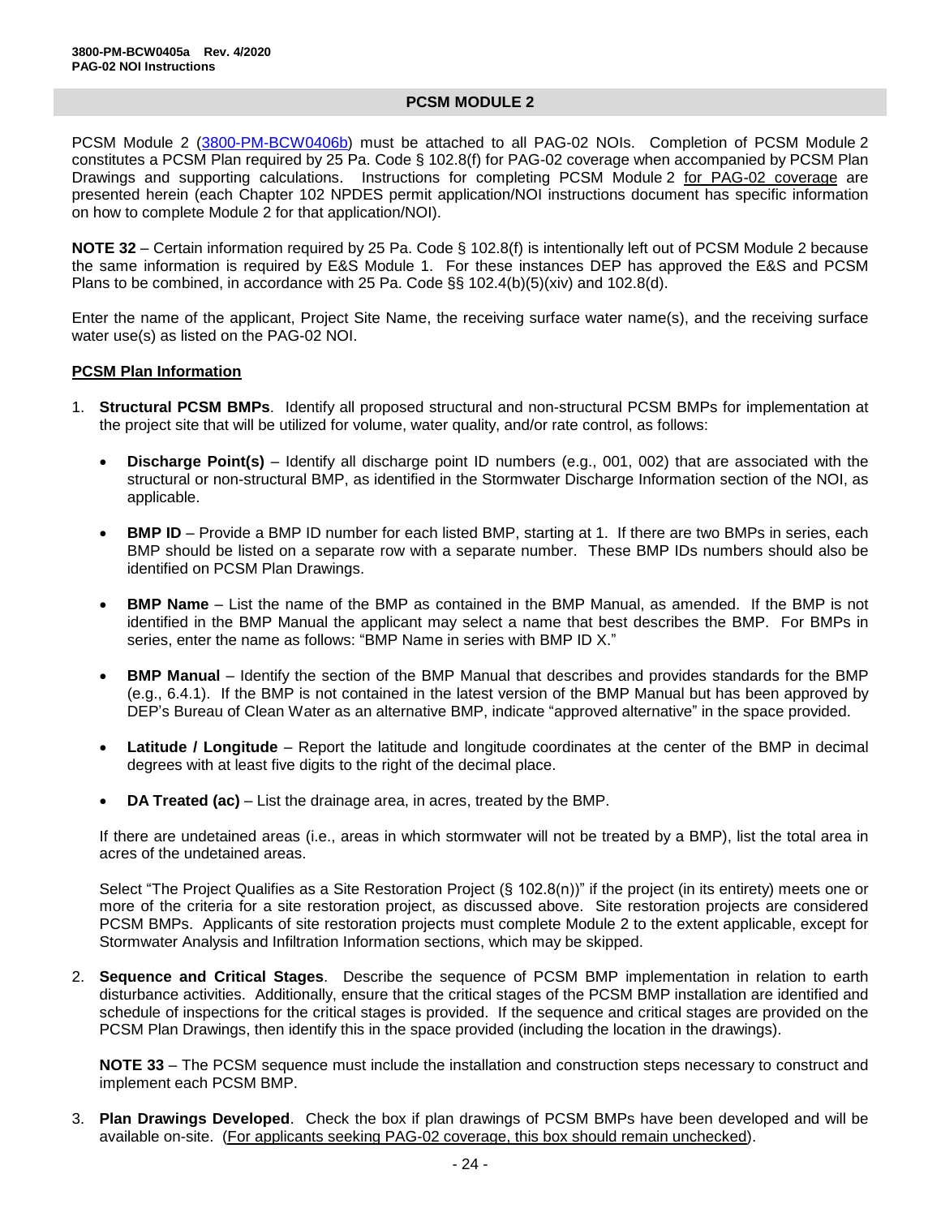## PCSM MODULE 2

PCSM Module 2 (3800-PM-BCW0406b) must be attached to all PAG-02 NOIs. Completion of PCSM Module 2 constitutes a PCSM Plan required by 25 Pa. Code § 102.8(f) for PAG-02 coverage when accompanied by PCSM Plan Drawings and supporting calculations. Instructions for completing PCSM Module 2 for PAG-02 coverage are presented herein (each Chapter 102 NPDES permit application/NOI instructions document has specific information on how to complete Module 2 for that application/NOI).

**NOTE 32** – Certain information required by 25 Pa. Code § 102.8(f) is intentionally left out of PCSM Module 2 because the same information is required by E&S Module 1. For these instances DEP has approved the E&S and PCSM Plans to be combined, in accordance with 25 Pa. Code §§ 102.4(b)(5)(xiv) and 102.8(d).

Enter the name of the applicant, Project Site Name, the receiving surface water name(s), and the receiving surface water use(s) as listed on the PAG-02 NOI.

### PCSM Plan Information

1. **Structural PCSM BMPs**. Identify all proposed structural and non-structural PCSM BMPs for implementation at the project site that will be utilized for volume, water quality, and/or rate control, as follows:

   - **Discharge Point(s)** – Identify all discharge point ID numbers (e.g., 001, 002) that are associated with the structural or non-structural BMP, as identified in the Stormwater Discharge Information section of the NOI, as applicable.
   - **BMP ID** – Provide a BMP ID number for each listed BMP, starting at 1. If there are two BMPs in series, each BMP should be listed on a separate row with a separate number. These BMP IDs numbers should also be identified on PCSM Plan Drawings.
   - **BMP Name** – List the name of the BMP as contained in the BMP Manual, as amended. If the BMP is not identified in the BMP Manual the applicant may select a name that best describes the BMP. For BMPs in series, enter the name as follows: "BMP Name in series with BMP ID X."
   - **BMP Manual** – Identify the section of the BMP Manual that describes and provides standards for the BMP (e.g., 6.4.1). If the BMP is not contained in the latest version of the BMP Manual but has been approved by DEP's Bureau of Clean Water as an alternative BMP, indicate "approved alternative" in the space provided.
   - **Latitude / Longitude** – Report the latitude and longitude coordinates at the center of the BMP in decimal degrees with at least five digits to the right of the decimal place.
   - **DA Treated (ac)** – List the drainage area, in acres, treated by the BMP.

   If there are undetained areas (i.e., areas in which stormwater will not be treated by a BMP), list the total area in acres of the undetained areas.

   Select "The Project Qualifies as a Site Restoration Project (§ 102.8(n))" if the project (in its entirety) meets one or more of the criteria for a site restoration project, as discussed above. Site restoration projects are considered PCSM BMPs. Applicants of site restoration projects must complete Module 2 to the extent applicable, except for Stormwater Analysis and Infiltration Information sections, which may be skipped.

2. **Sequence and Critical Stages**. Describe the sequence of PCSM BMP implementation in relation to earth disturbance activities. Additionally, ensure that the critical stages of the PCSM BMP installation are identified and schedule of inspections for the critical stages is provided. If the sequence and critical stages are provided on the PCSM Plan Drawings, then identify this in the space provided (including the location in the drawings).

   **NOTE 33** – The PCSM sequence must include the installation and construction steps necessary to construct and implement each PCSM BMP.

3. **Plan Drawings Developed**. Check the box if plan drawings of PCSM BMPs have been developed and will be available on-site. (For applicants seeking PAG-02 coverage, this box should remain unchecked).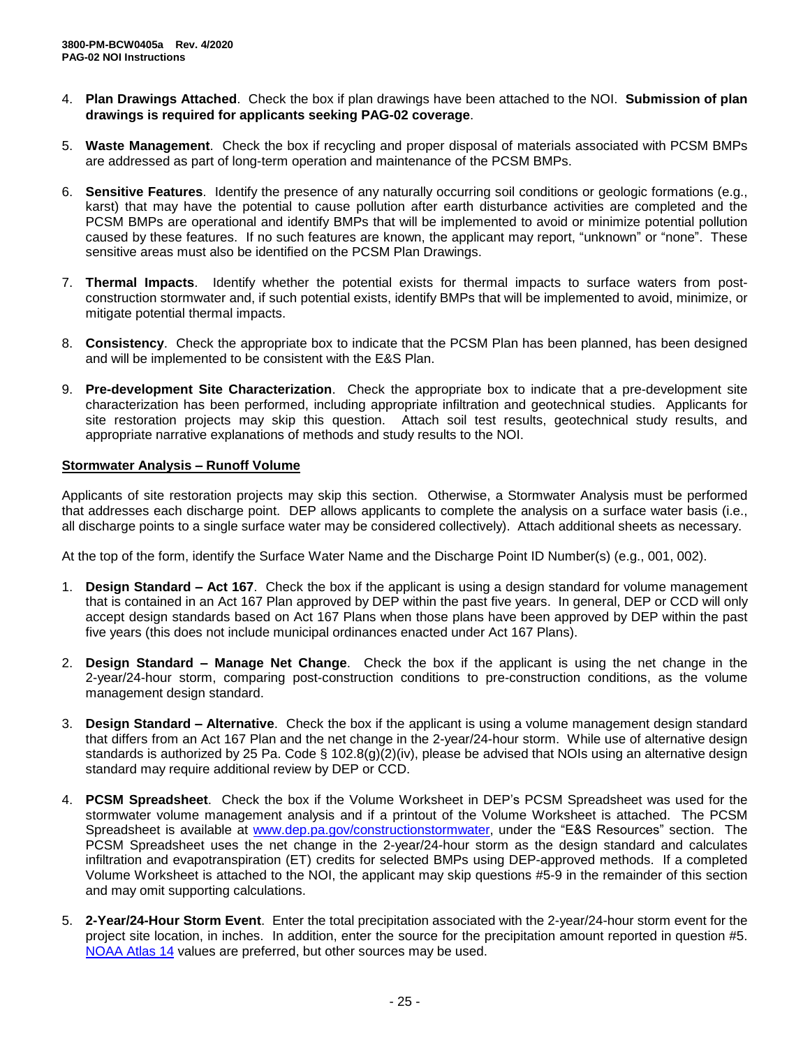4. **Plan Drawings Attached**. Check the box if plan drawings have been attached to the NOI. **Submission of plan drawings is required for applicants seeking PAG-02 coverage**.

5. **Waste Management**. Check the box if recycling and proper disposal of materials associated with PCSM BMPs are addressed as part of long-term operation and maintenance of the PCSM BMPs.

6. **Sensitive Features**. Identify the presence of any naturally occurring soil conditions or geologic formations (e.g., karst) that may have the potential to cause pollution after earth disturbance activities are completed and the PCSM BMPs are operational and identify BMPs that will be implemented to avoid or minimize potential pollution caused by these features. If no such features are known, the applicant may report, "unknown" or "none". These sensitive areas must also be identified on the PCSM Plan Drawings.

7. **Thermal Impacts**. Identify whether the potential exists for thermal impacts to surface waters from post-construction stormwater and, if such potential exists, identify BMPs that will be implemented to avoid, minimize, or mitigate potential thermal impacts.

8. **Consistency**. Check the appropriate box to indicate that the PCSM Plan has been planned, has been designed and will be implemented to be consistent with the E&S Plan.

9. **Pre-development Site Characterization**. Check the appropriate box to indicate that a pre-development site characterization has been performed, including appropriate infiltration and geotechnical studies. Applicants for site restoration projects may skip this question. Attach soil test results, geotechnical study results, and appropriate narrative explanations of methods and study results to the NOI.

## Stormwater Analysis – Runoff Volume

Applicants of site restoration projects may skip this section. Otherwise, a Stormwater Analysis must be performed that addresses each discharge point. DEP allows applicants to complete the analysis on a surface water basis (i.e., all discharge points to a single surface water may be considered collectively). Attach additional sheets as necessary.

At the top of the form, identify the Surface Water Name and the Discharge Point ID Number(s) (e.g., 001, 002).

1. **Design Standard – Act 167**. Check the box if the applicant is using a design standard for volume management that is contained in an Act 167 Plan approved by DEP within the past five years. In general, DEP or CCD will only accept design standards based on Act 167 Plans when those plans have been approved by DEP within the past five years (this does not include municipal ordinances enacted under Act 167 Plans).

2. **Design Standard – Manage Net Change**. Check the box if the applicant is using the net change in the 2-year/24-hour storm, comparing post-construction conditions to pre-construction conditions, as the volume management design standard.

3. **Design Standard – Alternative**. Check the box if the applicant is using a volume management design standard that differs from an Act 167 Plan and the net change in the 2-year/24-hour storm. While use of alternative design standards is authorized by 25 Pa. Code § 102.8(g)(2)(iv), please be advised that NOIs using an alternative design standard may require additional review by DEP or CCD.

4. **PCSM Spreadsheet**. Check the box if the Volume Worksheet in DEP's PCSM Spreadsheet was used for the stormwater volume management analysis and if a printout of the Volume Worksheet is attached. The PCSM Spreadsheet is available at www.dep.pa.gov/constructionstormwater, under the "E&S Resources" section. The PCSM Spreadsheet uses the net change in the 2-year/24-hour storm as the design standard and calculates infiltration and evapotranspiration (ET) credits for selected BMPs using DEP-approved methods. If a completed Volume Worksheet is attached to the NOI, the applicant may skip questions #5-9 in the remainder of this section and may omit supporting calculations.

5. **2-Year/24-Hour Storm Event**. Enter the total precipitation associated with the 2-year/24-hour storm event for the project site location, in inches. In addition, enter the source for the precipitation amount reported in question #5. NOAA Atlas 14 values are preferred, but other sources may be used.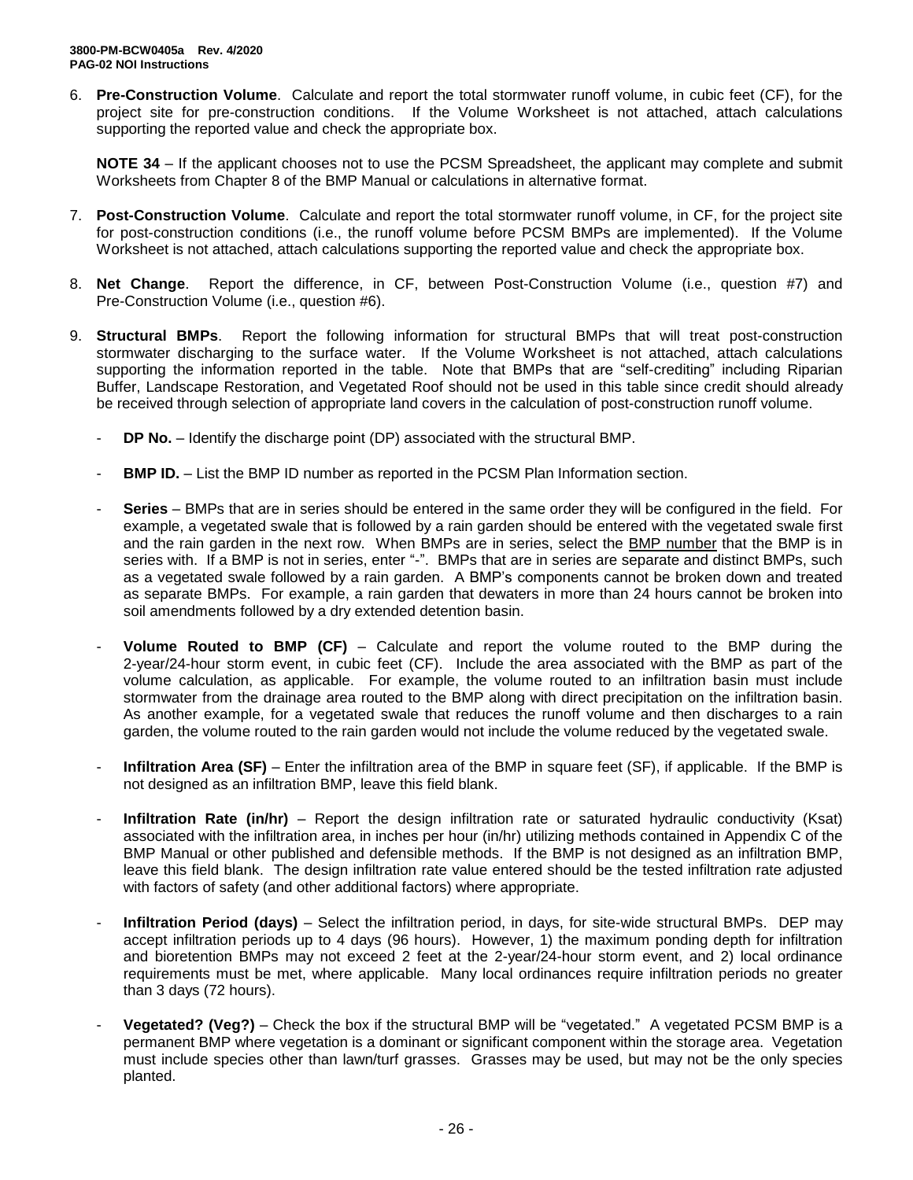6. **Pre-Construction Volume**. Calculate and report the total stormwater runoff volume, in cubic feet (CF), for the project site for pre-construction conditions. If the Volume Worksheet is not attached, attach calculations supporting the reported value and check the appropriate box.

   **NOTE 34** – If the applicant chooses not to use the PCSM Spreadsheet, the applicant may complete and submit Worksheets from Chapter 8 of the BMP Manual or calculations in alternative format.

7. **Post-Construction Volume**. Calculate and report the total stormwater runoff volume, in CF, for the project site for post-construction conditions (i.e., the runoff volume before PCSM BMPs are implemented). If the Volume Worksheet is not attached, attach calculations supporting the reported value and check the appropriate box.

8. **Net Change**. Report the difference, in CF, between Post-Construction Volume (i.e., question #7) and Pre-Construction Volume (i.e., question #6).

9. **Structural BMPs**. Report the following information for structural BMPs that will treat post-construction stormwater discharging to the surface water. If the Volume Worksheet is not attached, attach calculations supporting the information reported in the table. Note that BMPs that are "self-crediting" including Riparian Buffer, Landscape Restoration, and Vegetated Roof should not be used in this table since credit should already be received through selection of appropriate land covers in the calculation of post-construction runoff volume.

   - **DP No.** – Identify the discharge point (DP) associated with the structural BMP.

   - **BMP ID.** – List the BMP ID number as reported in the PCSM Plan Information section.

   - **Series** – BMPs that are in series should be entered in the same order they will be configured in the field. For example, a vegetated swale that is followed by a rain garden should be entered with the vegetated swale first and the rain garden in the next row. When BMPs are in series, select the <u>BMP number</u> that the BMP is in series with. If a BMP is not in series, enter "-". BMPs that are in series are separate and distinct BMPs, such as a vegetated swale followed by a rain garden. A BMP's components cannot be broken down and treated as separate BMPs. For example, a rain garden that dewaters in more than 24 hours cannot be broken into soil amendments followed by a dry extended detention basin.

   - **Volume Routed to BMP (CF)** – Calculate and report the volume routed to the BMP during the 2-year/24-hour storm event, in cubic feet (CF). Include the area associated with the BMP as part of the volume calculation, as applicable. For example, the volume routed to an infiltration basin must include stormwater from the drainage area routed to the BMP along with direct precipitation on the infiltration basin. As another example, for a vegetated swale that reduces the runoff volume and then discharges to a rain garden, the volume routed to the rain garden would not include the volume reduced by the vegetated swale.

   - **Infiltration Area (SF)** – Enter the infiltration area of the BMP in square feet (SF), if applicable. If the BMP is not designed as an infiltration BMP, leave this field blank.

   - **Infiltration Rate (in/hr)** – Report the design infiltration rate or saturated hydraulic conductivity (Ksat) associated with the infiltration area, in inches per hour (in/hr) utilizing methods contained in Appendix C of the BMP Manual or other published and defensible methods. If the BMP is not designed as an infiltration BMP, leave this field blank. The design infiltration rate value entered should be the tested infiltration rate adjusted with factors of safety (and other additional factors) where appropriate.

   - **Infiltration Period (days)** – Select the infiltration period, in days, for site-wide structural BMPs. DEP may accept infiltration periods up to 4 days (96 hours). However, 1) the maximum ponding depth for infiltration and bioretention BMPs may not exceed 2 feet at the 2-year/24-hour storm event, and 2) local ordinance requirements must be met, where applicable. Many local ordinances require infiltration periods no greater than 3 days (72 hours).

   - **Vegetated? (Veg?)** – Check the box if the structural BMP will be "vegetated." A vegetated PCSM BMP is a permanent BMP where vegetation is a dominant or significant component within the storage area. Vegetation must include species other than lawn/turf grasses. Grasses may be used, but may not be the only species planted.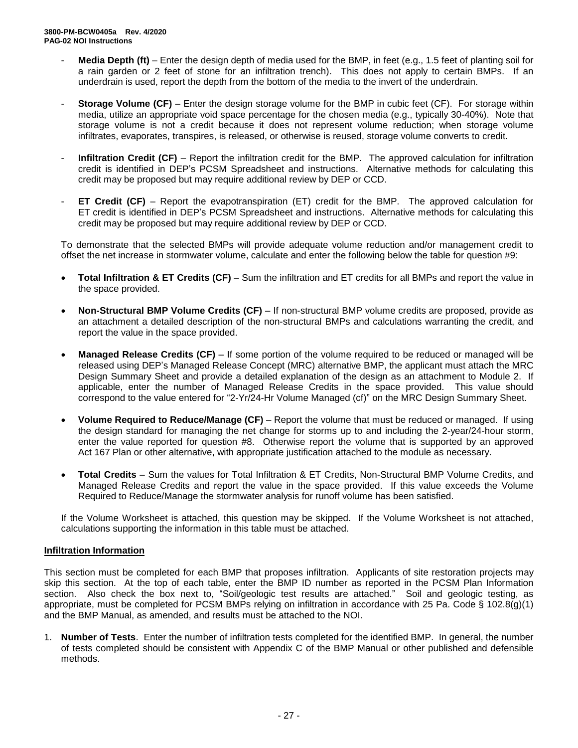- **Media Depth (ft)** – Enter the design depth of media used for the BMP, in feet (e.g., 1.5 feet of planting soil for a rain garden or 2 feet of stone for an infiltration trench). This does not apply to certain BMPs. If an underdrain is used, report the depth from the bottom of the media to the invert of the underdrain.
- **Storage Volume (CF)** – Enter the design storage volume for the BMP in cubic feet (CF). For storage within media, utilize an appropriate void space percentage for the chosen media (e.g., typically 30-40%). Note that storage volume is not a credit because it does not represent volume reduction; when storage volume infiltrates, evaporates, transpires, is released, or otherwise is reused, storage volume converts to credit.
- **Infiltration Credit (CF)** – Report the infiltration credit for the BMP. The approved calculation for infiltration credit is identified in DEP's PCSM Spreadsheet and instructions. Alternative methods for calculating this credit may be proposed but may require additional review by DEP or CCD.
- **ET Credit (CF)** – Report the evapotranspiration (ET) credit for the BMP. The approved calculation for ET credit is identified in DEP's PCSM Spreadsheet and instructions. Alternative methods for calculating this credit may be proposed but may require additional review by DEP or CCD.

To demonstrate that the selected BMPs will provide adequate volume reduction and/or management credit to offset the net increase in stormwater volume, calculate and enter the following below the table for question #9:

- **Total Infiltration & ET Credits (CF)** – Sum the infiltration and ET credits for all BMPs and report the value in the space provided.
- **Non-Structural BMP Volume Credits (CF)** – If non-structural BMP volume credits are proposed, provide as an attachment a detailed description of the non-structural BMPs and calculations warranting the credit, and report the value in the space provided.
- **Managed Release Credits (CF)** – If some portion of the volume required to be reduced or managed will be released using DEP's Managed Release Concept (MRC) alternative BMP, the applicant must attach the MRC Design Summary Sheet and provide a detailed explanation of the design as an attachment to Module 2. If applicable, enter the number of Managed Release Credits in the space provided. This value should correspond to the value entered for "2-Yr/24-Hr Volume Managed (cf)" on the MRC Design Summary Sheet.
- **Volume Required to Reduce/Manage (CF)** – Report the volume that must be reduced or managed. If using the design standard for managing the net change for storms up to and including the 2-year/24-hour storm, enter the value reported for question #8. Otherwise report the volume that is supported by an approved Act 167 Plan or other alternative, with appropriate justification attached to the module as necessary.
- **Total Credits** – Sum the values for Total Infiltration & ET Credits, Non-Structural BMP Volume Credits, and Managed Release Credits and report the value in the space provided. If this value exceeds the Volume Required to Reduce/Manage the stormwater analysis for runoff volume has been satisfied.

If the Volume Worksheet is attached, this question may be skipped. If the Volume Worksheet is not attached, calculations supporting the information in this table must be attached.

**Infiltration Information**

This section must be completed for each BMP that proposes infiltration. Applicants of site restoration projects may skip this section. At the top of each table, enter the BMP ID number as reported in the PCSM Plan Information section. Also check the box next to, "Soil/geologic test results are attached." Soil and geologic testing, as appropriate, must be completed for PCSM BMPs relying on infiltration in accordance with 25 Pa. Code § 102.8(g)(1) and the BMP Manual, as amended, and results must be attached to the NOI.

1. **Number of Tests**. Enter the number of infiltration tests completed for the identified BMP. In general, the number of tests completed should be consistent with Appendix C of the BMP Manual or other published and defensible methods.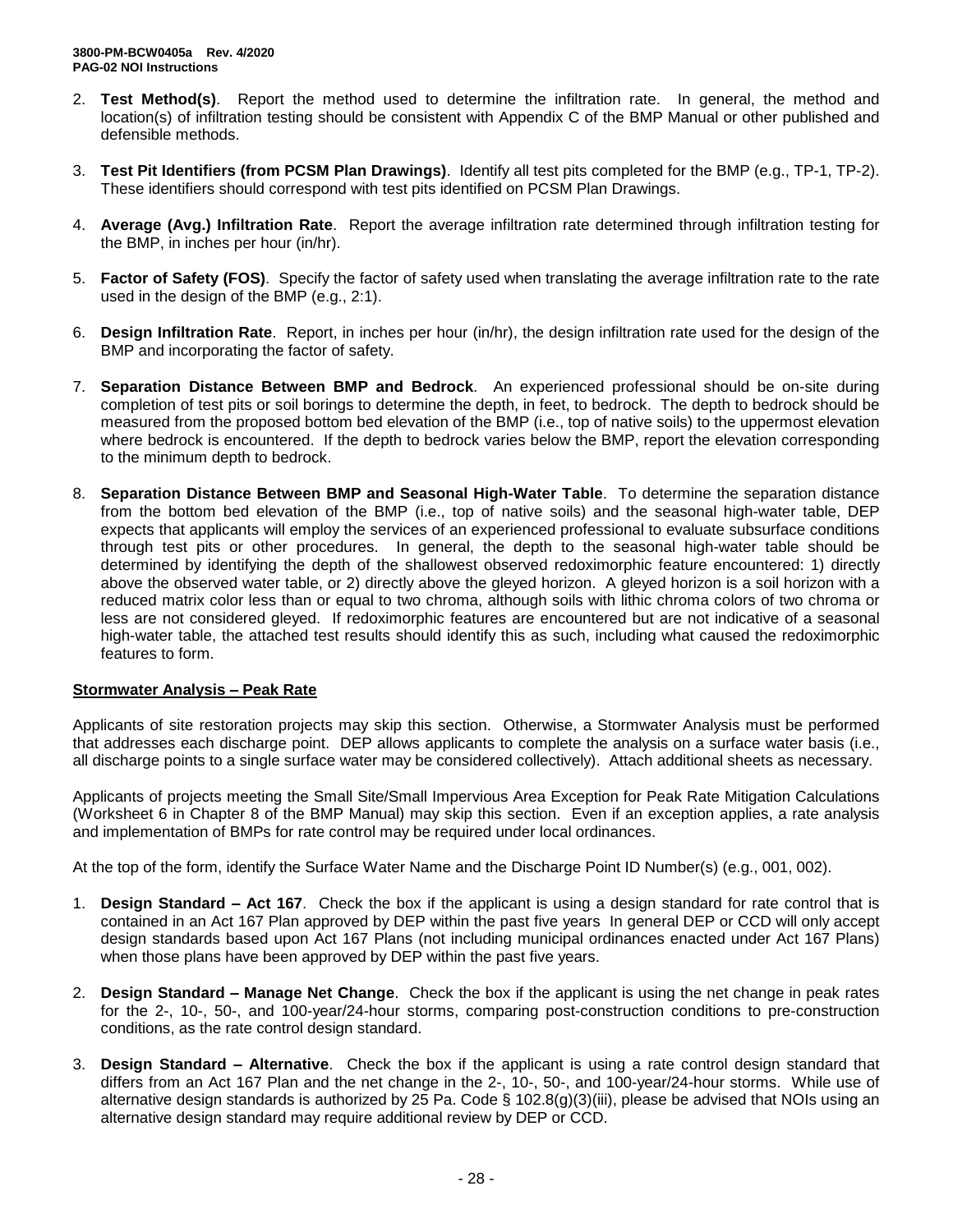2. **Test Method(s)**. Report the method used to determine the infiltration rate. In general, the method and location(s) of infiltration testing should be consistent with Appendix C of the BMP Manual or other published and defensible methods.

3. **Test Pit Identifiers (from PCSM Plan Drawings)**. Identify all test pits completed for the BMP (e.g., TP-1, TP-2). These identifiers should correspond with test pits identified on PCSM Plan Drawings.

4. **Average (Avg.) Infiltration Rate**. Report the average infiltration rate determined through infiltration testing for the BMP, in inches per hour (in/hr).

5. **Factor of Safety (FOS)**. Specify the factor of safety used when translating the average infiltration rate to the rate used in the design of the BMP (e.g., 2:1).

6. **Design Infiltration Rate**. Report, in inches per hour (in/hr), the design infiltration rate used for the design of the BMP and incorporating the factor of safety.

7. **Separation Distance Between BMP and Bedrock**. An experienced professional should be on-site during completion of test pits or soil borings to determine the depth, in feet, to bedrock. The depth to bedrock should be measured from the proposed bottom bed elevation of the BMP (i.e., top of native soils) to the uppermost elevation where bedrock is encountered. If the depth to bedrock varies below the BMP, report the elevation corresponding to the minimum depth to bedrock.

8. **Separation Distance Between BMP and Seasonal High-Water Table**. To determine the separation distance from the bottom bed elevation of the BMP (i.e., top of native soils) and the seasonal high-water table, DEP expects that applicants will employ the services of an experienced professional to evaluate subsurface conditions through test pits or other procedures. In general, the depth to the seasonal high-water table should be determined by identifying the depth of the shallowest observed redoximorphic feature encountered: 1) directly above the observed water table, or 2) directly above the gleyed horizon. A gleyed horizon is a soil horizon with a reduced matrix color less than or equal to two chroma, although soils with lithic chroma colors of two chroma or less are not considered gleyed. If redoximorphic features are encountered but are not indicative of a seasonal high-water table, the attached test results should identify this as such, including what caused the redoximorphic features to form.

**<u>Stormwater Analysis – Peak Rate</u>**

Applicants of site restoration projects may skip this section. Otherwise, a Stormwater Analysis must be performed that addresses each discharge point. DEP allows applicants to complete the analysis on a surface water basis (i.e., all discharge points to a single surface water may be considered collectively). Attach additional sheets as necessary.

Applicants of projects meeting the Small Site/Small Impervious Area Exception for Peak Rate Mitigation Calculations (Worksheet 6 in Chapter 8 of the BMP Manual) may skip this section. Even if an exception applies, a rate analysis and implementation of BMPs for rate control may be required under local ordinances.

At the top of the form, identify the Surface Water Name and the Discharge Point ID Number(s) (e.g., 001, 002).

1. **Design Standard – Act 167**. Check the box if the applicant is using a design standard for rate control that is contained in an Act 167 Plan approved by DEP within the past five years In general DEP or CCD will only accept design standards based upon Act 167 Plans (not including municipal ordinances enacted under Act 167 Plans) when those plans have been approved by DEP within the past five years.

2. **Design Standard – Manage Net Change**. Check the box if the applicant is using the net change in peak rates for the 2-, 10-, 50-, and 100-year/24-hour storms, comparing post-construction conditions to pre-construction conditions, as the rate control design standard.

3. **Design Standard – Alternative**. Check the box if the applicant is using a rate control design standard that differs from an Act 167 Plan and the net change in the 2-, 10-, 50-, and 100-year/24-hour storms. While use of alternative design standards is authorized by 25 Pa. Code § 102.8(g)(3)(iii), please be advised that NOIs using an alternative design standard may require additional review by DEP or CCD.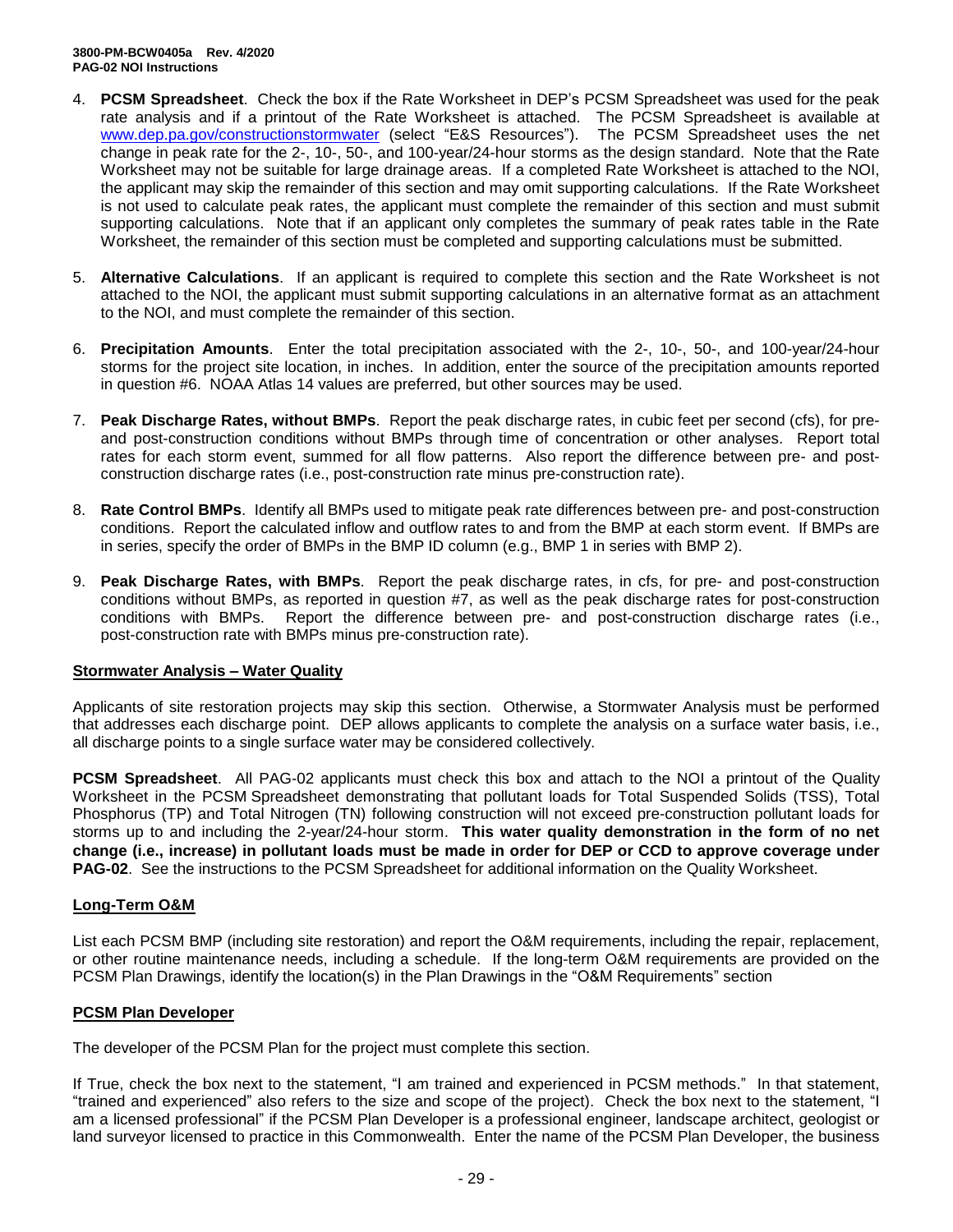4. **PCSM Spreadsheet**. Check the box if the Rate Worksheet in DEP's PCSM Spreadsheet was used for the peak rate analysis and if a printout of the Rate Worksheet is attached. The PCSM Spreadsheet is available at www.dep.pa.gov/constructionstormwater (select "E&S Resources"). The PCSM Spreadsheet uses the net change in peak rate for the 2-, 10-, 50-, and 100-year/24-hour storms as the design standard. Note that the Rate Worksheet may not be suitable for large drainage areas. If a completed Rate Worksheet is attached to the NOI, the applicant may skip the remainder of this section and may omit supporting calculations. If the Rate Worksheet is not used to calculate peak rates, the applicant must complete the remainder of this section and must submit supporting calculations. Note that if an applicant only completes the summary of peak rates table in the Rate Worksheet, the remainder of this section must be completed and supporting calculations must be submitted.

5. **Alternative Calculations**. If an applicant is required to complete this section and the Rate Worksheet is not attached to the NOI, the applicant must submit supporting calculations in an alternative format as an attachment to the NOI, and must complete the remainder of this section.

6. **Precipitation Amounts**. Enter the total precipitation associated with the 2-, 10-, 50-, and 100-year/24-hour storms for the project site location, in inches. In addition, enter the source of the precipitation amounts reported in question #6. NOAA Atlas 14 values are preferred, but other sources may be used.

7. **Peak Discharge Rates, without BMPs**. Report the peak discharge rates, in cubic feet per second (cfs), for pre- and post-construction conditions without BMPs through time of concentration or other analyses. Report total rates for each storm event, summed for all flow patterns. Also report the difference between pre- and post-construction discharge rates (i.e., post-construction rate minus pre-construction rate).

8. **Rate Control BMPs**. Identify all BMPs used to mitigate peak rate differences between pre- and post-construction conditions. Report the calculated inflow and outflow rates to and from the BMP at each storm event. If BMPs are in series, specify the order of BMPs in the BMP ID column (e.g., BMP 1 in series with BMP 2).

9. **Peak Discharge Rates, with BMPs**. Report the peak discharge rates, in cfs, for pre- and post-construction conditions without BMPs, as reported in question #7, as well as the peak discharge rates for post-construction conditions with BMPs. Report the difference between pre- and post-construction discharge rates (i.e., post-construction rate with BMPs minus pre-construction rate).

## Stormwater Analysis – Water Quality

Applicants of site restoration projects may skip this section. Otherwise, a Stormwater Analysis must be performed that addresses each discharge point. DEP allows applicants to complete the analysis on a surface water basis, i.e., all discharge points to a single surface water may be considered collectively.

**PCSM Spreadsheet**. All PAG-02 applicants must check this box and attach to the NOI a printout of the Quality Worksheet in the PCSM Spreadsheet demonstrating that pollutant loads for Total Suspended Solids (TSS), Total Phosphorus (TP) and Total Nitrogen (TN) following construction will not exceed pre-construction pollutant loads for storms up to and including the 2-year/24-hour storm. **This water quality demonstration in the form of no net change (i.e., increase) in pollutant loads must be made in order for DEP or CCD to approve coverage under PAG-02**. See the instructions to the PCSM Spreadsheet for additional information on the Quality Worksheet.

## Long-Term O&M

List each PCSM BMP (including site restoration) and report the O&M requirements, including the repair, replacement, or other routine maintenance needs, including a schedule. If the long-term O&M requirements are provided on the PCSM Plan Drawings, identify the location(s) in the Plan Drawings in the "O&M Requirements" section

## PCSM Plan Developer

The developer of the PCSM Plan for the project must complete this section.

If True, check the box next to the statement, "I am trained and experienced in PCSM methods." In that statement, "trained and experienced" also refers to the size and scope of the project). Check the box next to the statement, "I am a licensed professional" if the PCSM Plan Developer is a professional engineer, landscape architect, geologist or land surveyor licensed to practice in this Commonwealth. Enter the name of the PCSM Plan Developer, the business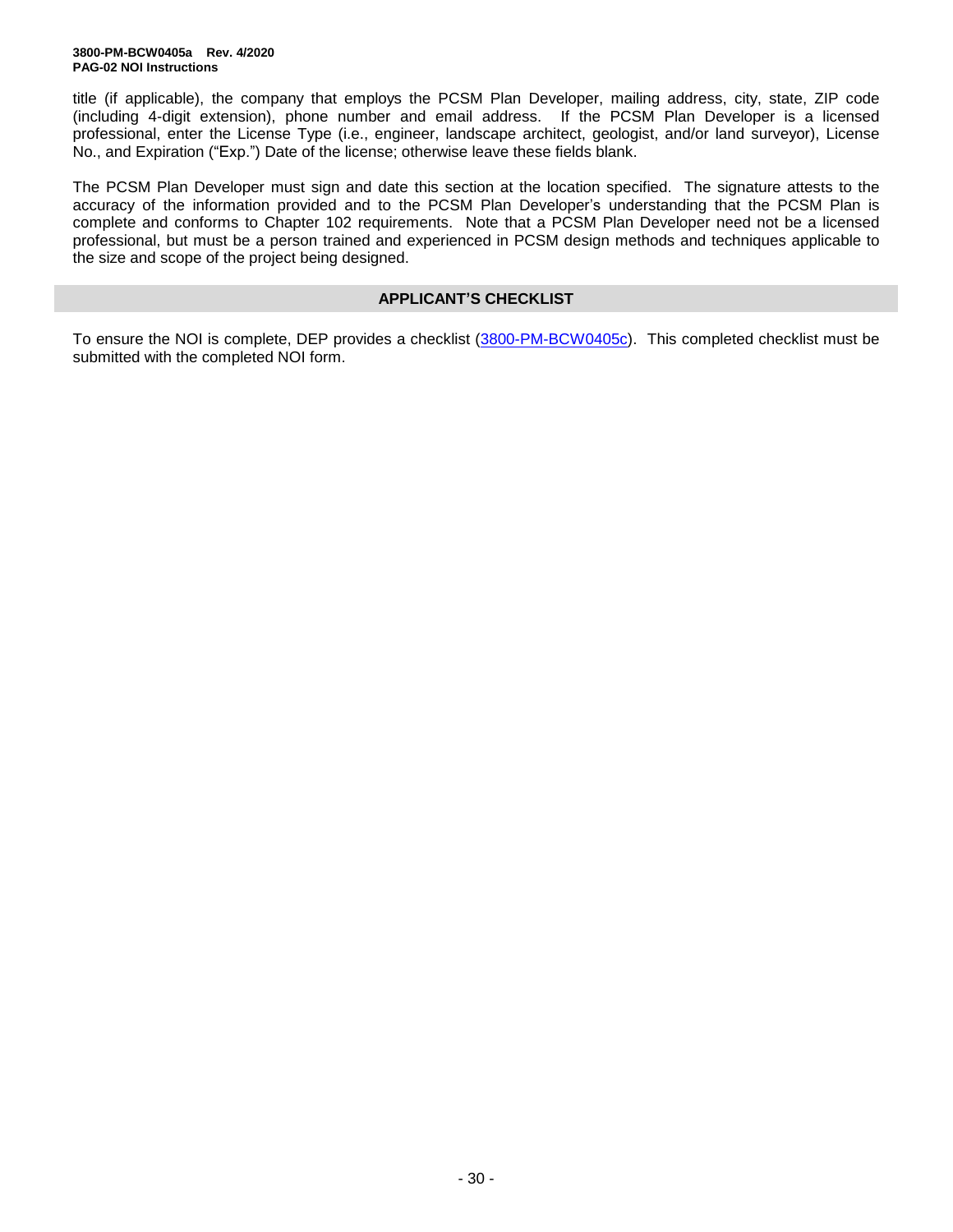title (if applicable), the company that employs the PCSM Plan Developer, mailing address, city, state, ZIP code (including 4-digit extension), phone number and email address. If the PCSM Plan Developer is a licensed professional, enter the License Type (i.e., engineer, landscape architect, geologist, and/or land surveyor), License No., and Expiration ("Exp.") Date of the license; otherwise leave these fields blank.

The PCSM Plan Developer must sign and date this section at the location specified. The signature attests to the accuracy of the information provided and to the PCSM Plan Developer's understanding that the PCSM Plan is complete and conforms to Chapter 102 requirements. Note that a PCSM Plan Developer need not be a licensed professional, but must be a person trained and experienced in PCSM design methods and techniques applicable to the size and scope of the project being designed.

## APPLICANT'S CHECKLIST

To ensure the NOI is complete, DEP provides a checklist (3800-PM-BCW0405c). This completed checklist must be submitted with the completed NOI form.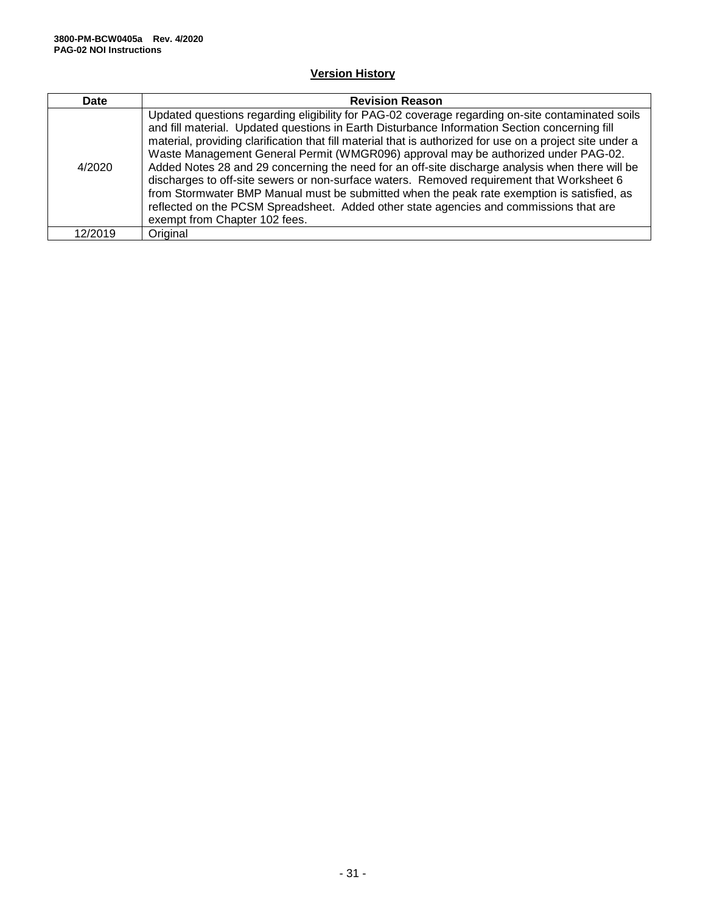## Version History

| Date | Revision Reason |
|---|---|
| 4/2020 | Updated questions regarding eligibility for PAG-02 coverage regarding on-site contaminated soils and fill material. Updated questions in Earth Disturbance Information Section concerning fill material, providing clarification that fill material that is authorized for use on a project site under a Waste Management General Permit (WMGR096) approval may be authorized under PAG-02. Added Notes 28 and 29 concerning the need for an off-site discharge analysis when there will be discharges to off-site sewers or non-surface waters. Removed requirement that Worksheet 6 from Stormwater BMP Manual must be submitted when the peak rate exemption is satisfied, as reflected on the PCSM Spreadsheet. Added other state agencies and commissions that are exempt from Chapter 102 fees. |
| 12/2019 | Original |